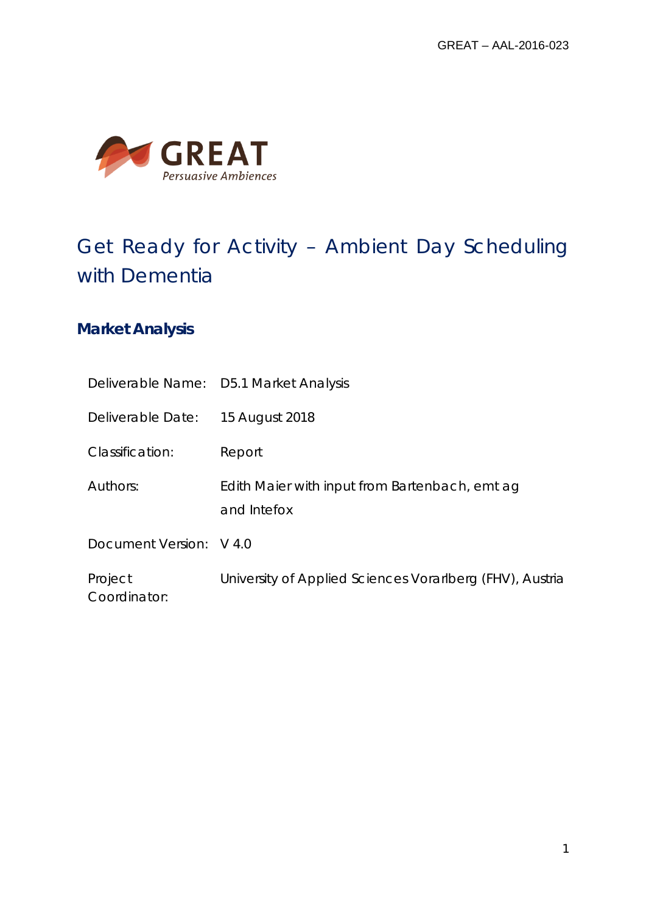GREAT

Persuasive Ambiences

# Get Ready for Activity – Ambient Day Scheduling with Dementia

## Market Analysis

| | |
|---|---|
| Deliverable Name: | D5.1 Market Analysis |
| Deliverable Date: | 15 August 2018 |
| Classification: | Report |
| Authors: | Edith Maier with input from Bartenbach, emt ag and Intefox |
| Document Version: | V 4.0 |
| Project Coordinator: | University of Applied Sciences Vorarlberg (FHV), Austria |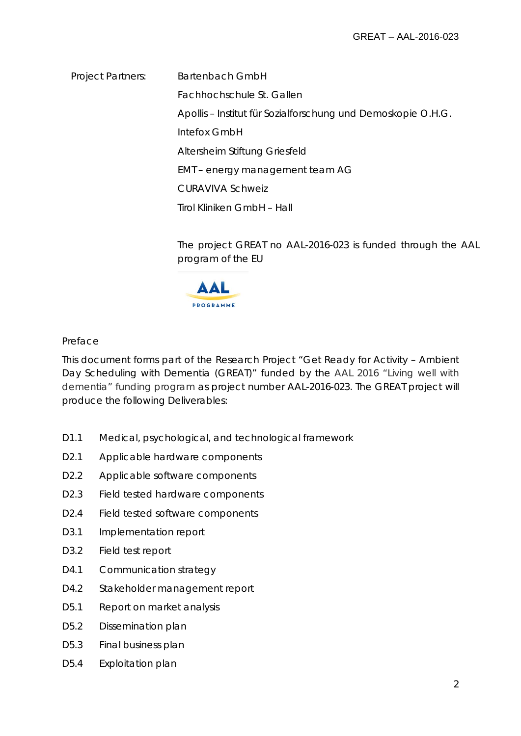Project Partners:

Bartenbach GmbH

Fachhochschule St. Gallen

Apollis – Institut für Sozialforschung und Demoskopie O.H.G.

Intefox GmbH

Altersheim Stiftung Griesfeld

EMT – energy management team AG

CURAVIVA Schweiz

Tirol Kliniken GmbH – Hall

The project GREAT no AAL-2016-023 is funded through the AAL program of the EU

## Preface

This document forms part of the Research Project "Get Ready for Activity – Ambient Day Scheduling with Dementia (GREAT)" funded by the AAL 2016 "Living well with dementia" funding program as project number AAL-2016-023. The GREAT project will produce the following Deliverables:

| | |
|---|---|
| D1.1 | Medical, psychological, and technological framework |
| D2.1 | Applicable hardware components |
| D2.2 | Applicable software components |
| D2.3 | Field tested hardware components |
| D2.4 | Field tested software components |
| D3.1 | Implementation report |
| D3.2 | Field test report |
| D4.1 | Communication strategy |
| D4.2 | Stakeholder management report |
| D5.1 | Report on market analysis |
| D5.2 | Dissemination plan |
| D5.3 | Final business plan |
| D5.4 | Exploitation plan |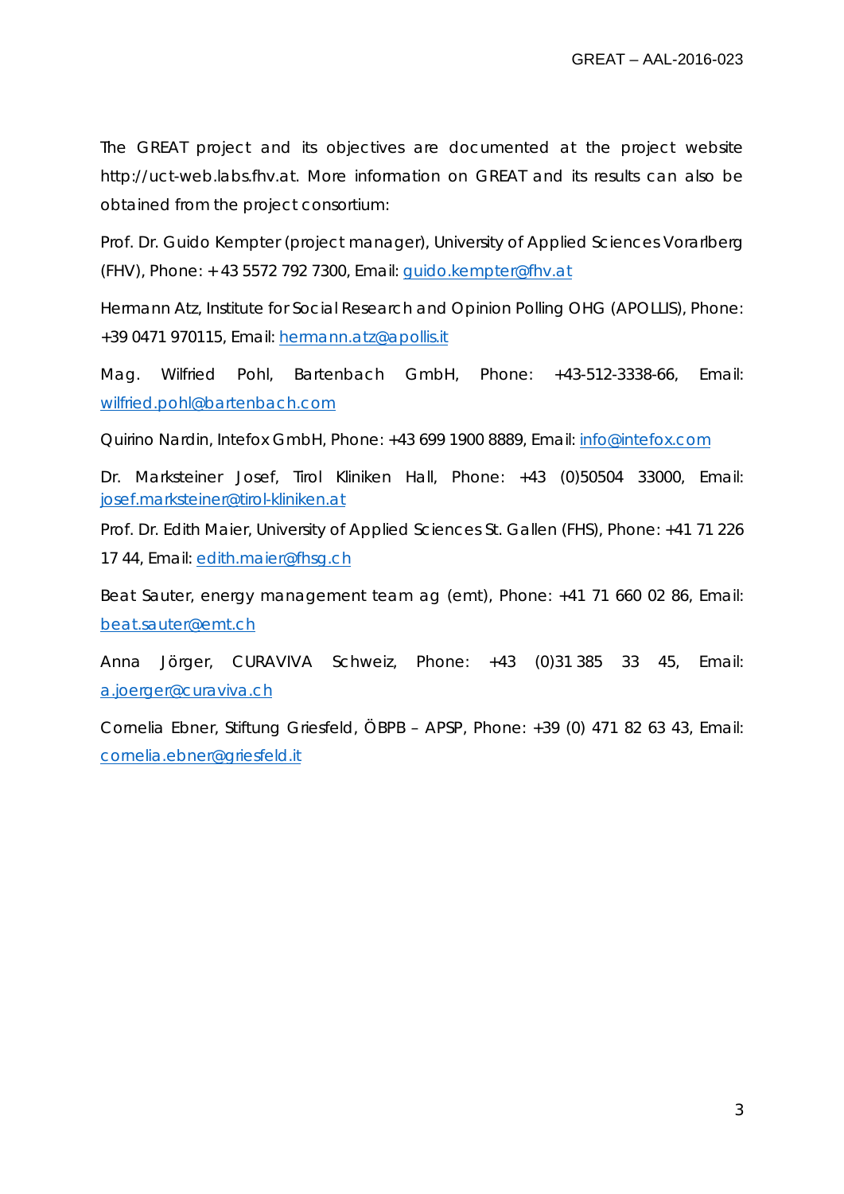The GREAT project and its objectives are documented at the project website http://uct-web.labs.fhv.at. More information on GREAT and its results can also be obtained from the project consortium:

Prof. Dr. Guido Kempter (project manager), University of Applied Sciences Vorarlberg (FHV), Phone: + 43 5572 792 7300, Email: guido.kempter@fhv.at

Hermann Atz, Institute for Social Research and Opinion Polling OHG (APOLLIS), Phone: +39 0471 970115, Email: hermann.atz@apollis.it

Mag. Wilfried Pohl, Bartenbach GmbH, Phone: +43-512-3338-66, Email: wilfried.pohl@bartenbach.com

Quirino Nardin, Intefox GmbH, Phone: +43 699 1900 8889, Email: info@intefox.com

Dr. Marksteiner Josef, Tirol Kliniken Hall, Phone: +43 (0)50504 33000, Email: josef.marksteiner@tirol-kliniken.at

Prof. Dr. Edith Maier, University of Applied Sciences St. Gallen (FHS), Phone: +41 71 226 17 44, Email: edith.maier@fhsg.ch

Beat Sauter, energy management team ag (emt), Phone: +41 71 660 02 86, Email: beat.sauter@emt.ch

Anna Jörger, CURAVIVA Schweiz, Phone: +43 (0)31 385 33 45, Email: a.joerger@curaviva.ch

Cornelia Ebner, Stiftung Griesfeld, ÖBPB – APSP, Phone: +39 (0) 471 82 63 43, Email: cornelia.ebner@griesfeld.it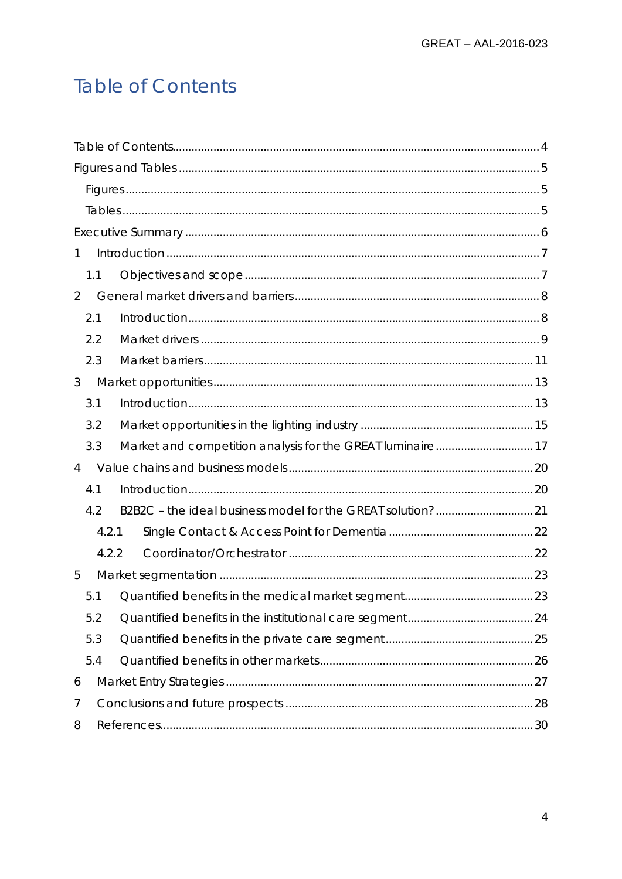# Table of Contents

Table of Contents ........................................................................ 4

Figures and Tables ........................................................................ 5

- Figures ........................................................................ 5
- Tables ........................................................................ 5

Executive Summary ........................................................................ 6

1 Introduction ........................................................................ 7

- 1.1 Objectives and scope ........................................................................ 7

2 General market drivers and barriers ........................................................................ 8

- 2.1 Introduction ........................................................................ 8
- 2.2 Market drivers ........................................................................ 9
- 2.3 Market barriers ........................................................................ 11

3 Market opportunities ........................................................................ 13

- 3.1 Introduction ........................................................................ 13
- 3.2 Market opportunities in the lighting industry ........................................................................ 15
- 3.3 Market and competition analysis for the GREAT luminaire ........................................................................ 17

4 Value chains and business models ........................................................................ 20

- 4.1 Introduction ........................................................................ 20
- 4.2 B2B2C – the ideal business model for the GREAT solution? ........................................................................ 21
  - 4.2.1 Single Contact & Access Point for Dementia ........................................................................ 22
  - 4.2.2 Coordinator/Orchestrator ........................................................................ 22

5 Market segmentation ........................................................................ 23

- 5.1 Quantified benefits in the medical market segment ........................................................................ 23
- 5.2 Quantified benefits in the institutional care segment ........................................................................ 24
- 5.3 Quantified benefits in the private care segment ........................................................................ 25
- 5.4 Quantified benefits in other markets ........................................................................ 26

6 Market Entry Strategies ........................................................................ 27

7 Conclusions and future prospects ........................................................................ 28

8 References ........................................................................ 30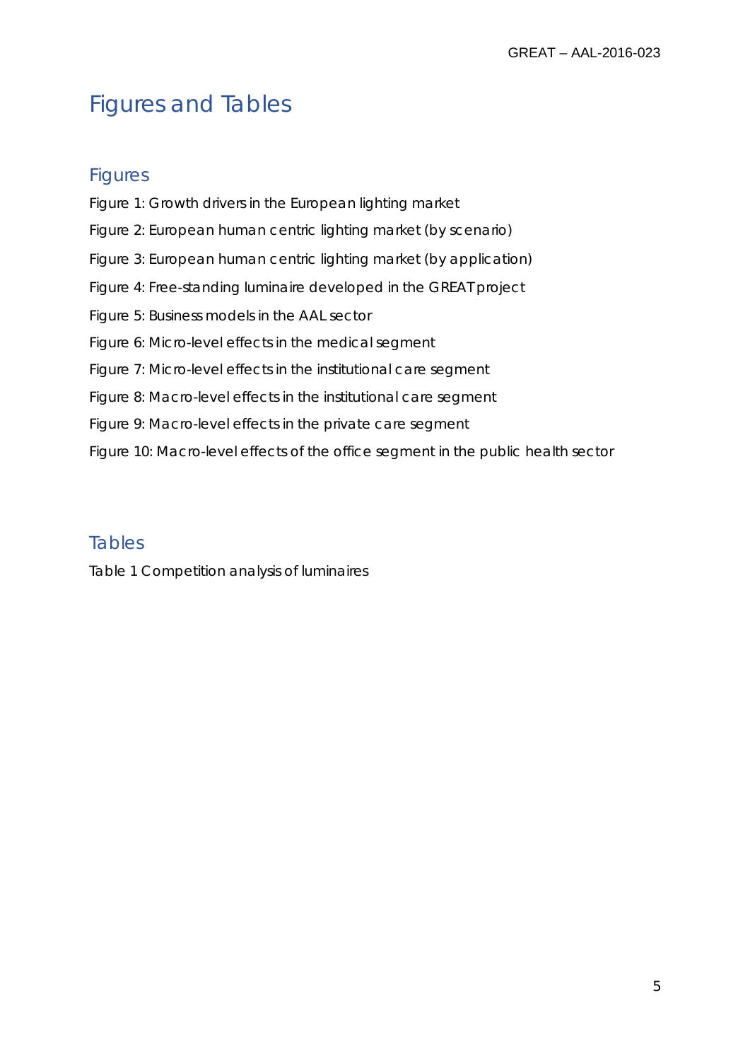# Figures and Tables

## Figures

Figure 1: Growth drivers in the European lighting market

Figure 2: European human centric lighting market (by scenario)

Figure 3: European human centric lighting market (by application)

Figure 4: Free-standing luminaire developed in the GREAT project

Figure 5: Business models in the AAL sector

Figure 6: Micro-level effects in the medical segment

Figure 7: Micro-level effects in the institutional care segment

Figure 8: Macro-level effects in the institutional care segment

Figure 9: Macro-level effects in the private care segment

Figure 10: Macro-level effects of the office segment in the public health sector

## Tables

Table 1 Competition analysis of luminaires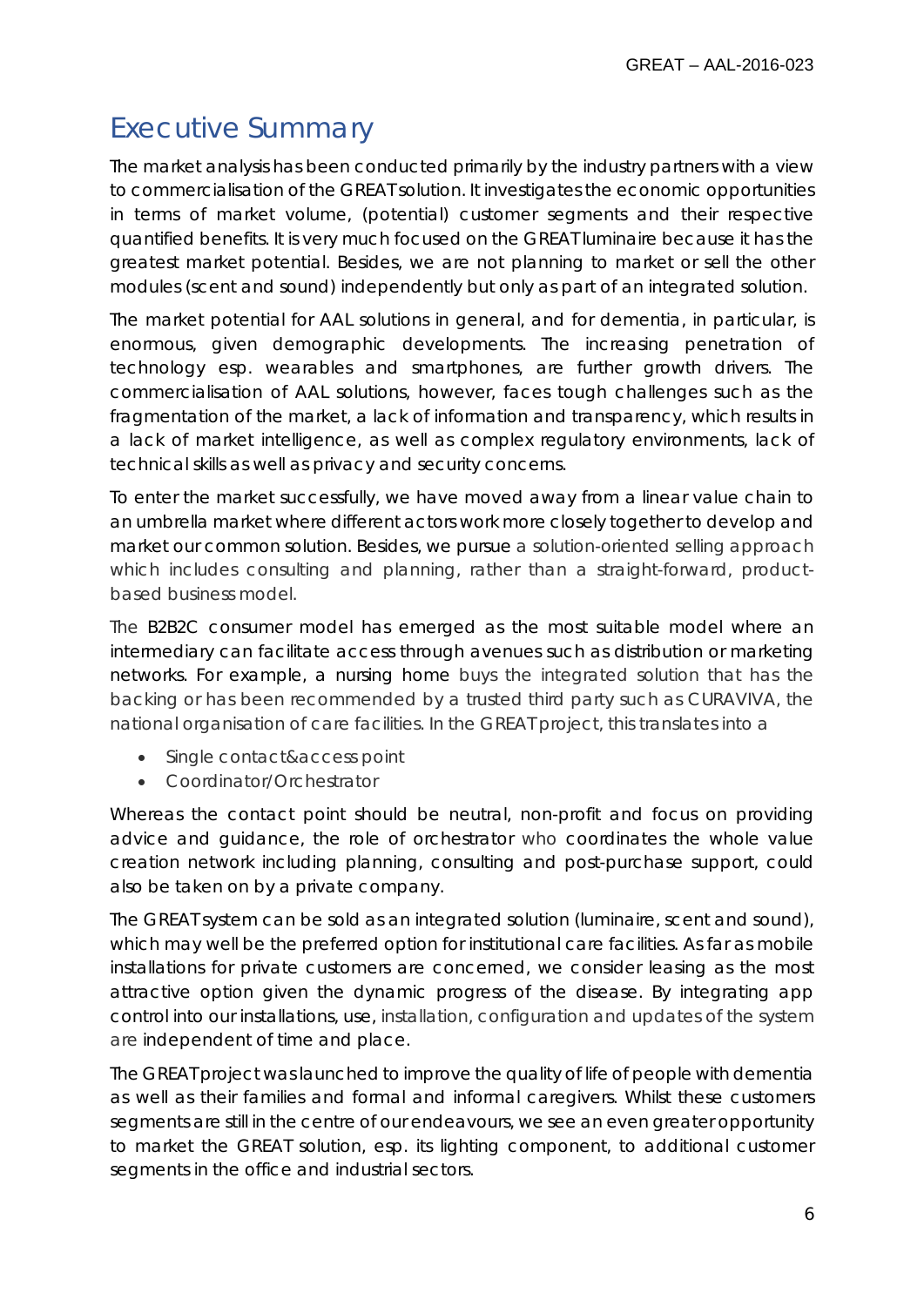# Executive Summary

The market analysis has been conducted primarily by the industry partners with a view to commercialisation of the GREAT solution. It investigates the economic opportunities in terms of market volume, (potential) customer segments and their respective quantified benefits. It is very much focused on the GREAT luminaire because it has the greatest market potential. Besides, we are not planning to market or sell the other modules (scent and sound) independently but only as part of an integrated solution.

The market potential for AAL solutions in general, and for dementia, in particular, is enormous, given demographic developments. The increasing penetration of technology esp. wearables and smartphones, are further growth drivers. The commercialisation of AAL solutions, however, faces tough challenges such as the fragmentation of the market, a lack of information and transparency, which results in a lack of market intelligence, as well as complex regulatory environments, lack of technical skills as well as privacy and security concerns.

To enter the market successfully, we have moved away from a linear value chain to an umbrella market where different actors work more closely together to develop and market our common solution. Besides, we pursue a solution-oriented selling approach which includes consulting and planning, rather than a straight-forward, product-based business model.

The B2B2C consumer model has emerged as the most suitable model where an intermediary can facilitate access through avenues such as distribution or marketing networks. For example, a nursing home buys the integrated solution that has the backing or has been recommended by a trusted third party such as CURAVIVA, the national organisation of care facilities. In the GREAT project, this translates into a

- Single contact&access point
- Coordinator/Orchestrator

Whereas the contact point should be neutral, non-profit and focus on providing advice and guidance, the role of orchestrator who coordinates the whole value creation network including planning, consulting and post-purchase support, could also be taken on by a private company.

The GREAT system can be sold as an integrated solution (luminaire, scent and sound), which may well be the preferred option for institutional care facilities. As far as mobile installations for private customers are concerned, we consider leasing as the most attractive option given the dynamic progress of the disease. By integrating app control into our installations, use, installation, configuration and updates of the system are independent of time and place.

The GREAT project was launched to improve the quality of life of people with dementia as well as their families and formal and informal caregivers. Whilst these customers segments are still in the centre of our endeavours, we see an even greater opportunity to market the GREAT solution, esp. its lighting component, to additional customer segments in the office and industrial sectors.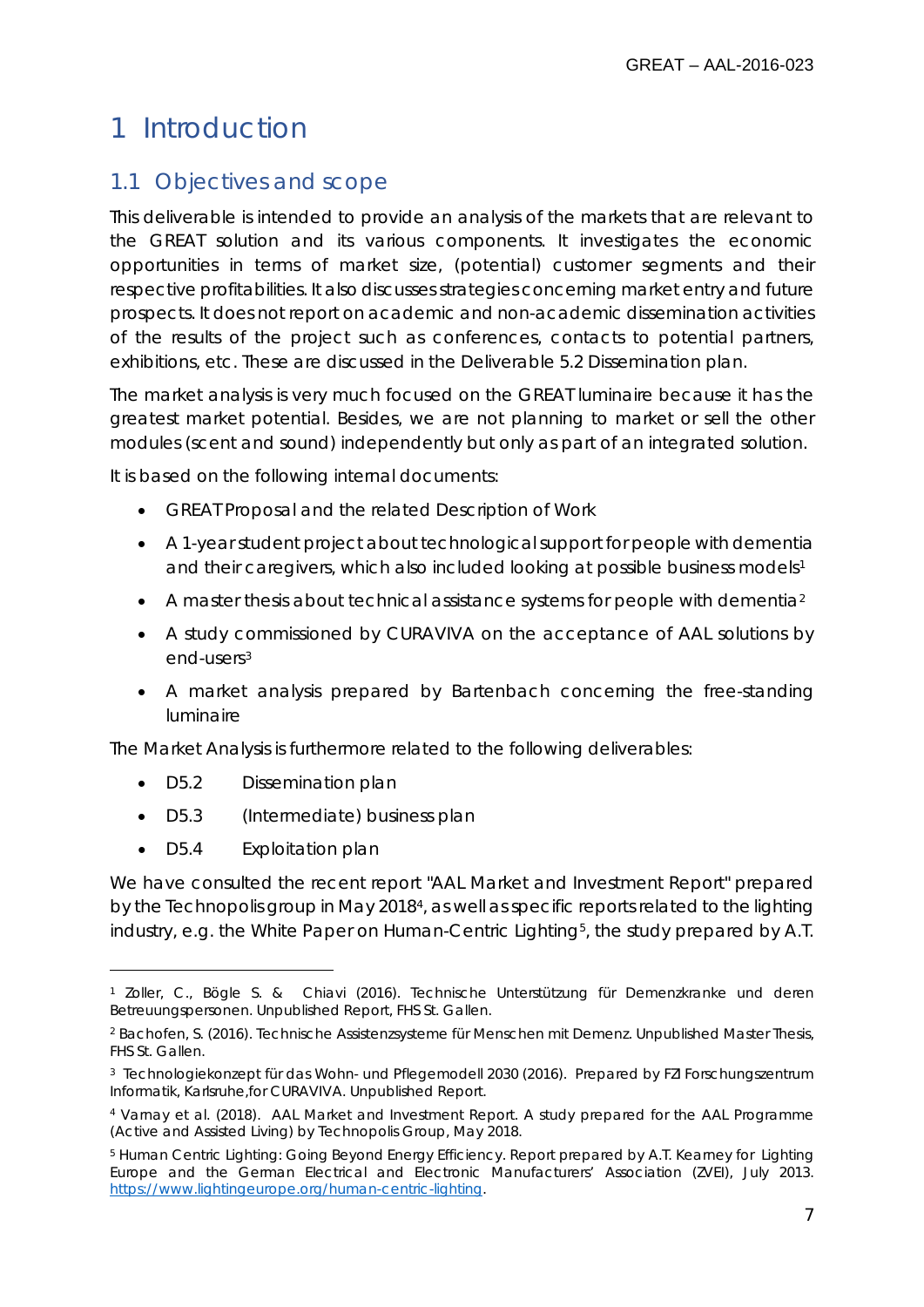# 1 Introduction

## 1.1 Objectives and scope

This deliverable is intended to provide an analysis of the markets that are relevant to the GREAT solution and its various components. It investigates the economic opportunities in terms of market size, (potential) customer segments and their respective profitabilities. It also discusses strategies concerning market entry and future prospects. It does not report on academic and non-academic dissemination activities of the results of the project such as conferences, contacts to potential partners, exhibitions, etc. These are discussed in the Deliverable 5.2 Dissemination plan.

The market analysis is very much focused on the GREAT luminaire because it has the greatest market potential. Besides, we are not planning to market or sell the other modules (scent and sound) independently but only as part of an integrated solution.

It is based on the following internal documents:

- GREAT Proposal and the related Description of Work
- A 1-year student project about technological support for people with dementia and their caregivers, which also included looking at possible business models[1]
- A master thesis about technical assistance systems for people with dementia[2]
- A study commissioned by CURAVIVA on the acceptance of AAL solutions by end-users[3]
- A market analysis prepared by Bartenbach concerning the free-standing luminaire

The Market Analysis is furthermore related to the following deliverables:

- D5.2 Dissemination plan
- D5.3 (Intermediate) business plan
- D5.4 Exploitation plan

We have consulted the recent report "AAL Market and Investment Report" prepared by the Technopolis group in May 2018[4], as well as specific reports related to the lighting industry, e.g. the White Paper on Human-Centric Lighting[5], the study prepared by A.T.

---

[1] Zoller, C., Bögle S. & Chiavi (2016). Technische Unterstützung für Demenzkranke und deren Betreuungspersonen. Unpublished Report, FHS St. Gallen.

[2] Bachofen, S. (2016). Technische Assistenzsysteme für Menschen mit Demenz. Unpublished Master Thesis, FHS St. Gallen.

[3] Technologiekonzept für das Wohn- und Pflegemodell 2030 (2016). Prepared by FZI Forschungszentrum Informatik, Karlsruhe, for CURAVIVA. Unpublished Report.

[4] Varnay et al. (2018). AAL Market and Investment Report. A study prepared for the AAL Programme (Active and Assisted Living) by Technopolis Group, May 2018.

[5] Human Centric Lighting: Going Beyond Energy Efficiency. Report prepared by A.T. Kearney for Lighting Europe and the German Electrical and Electronic Manufacturers' Association (ZVEI), July 2013. https://www.lightingeurope.org/human-centric-lighting.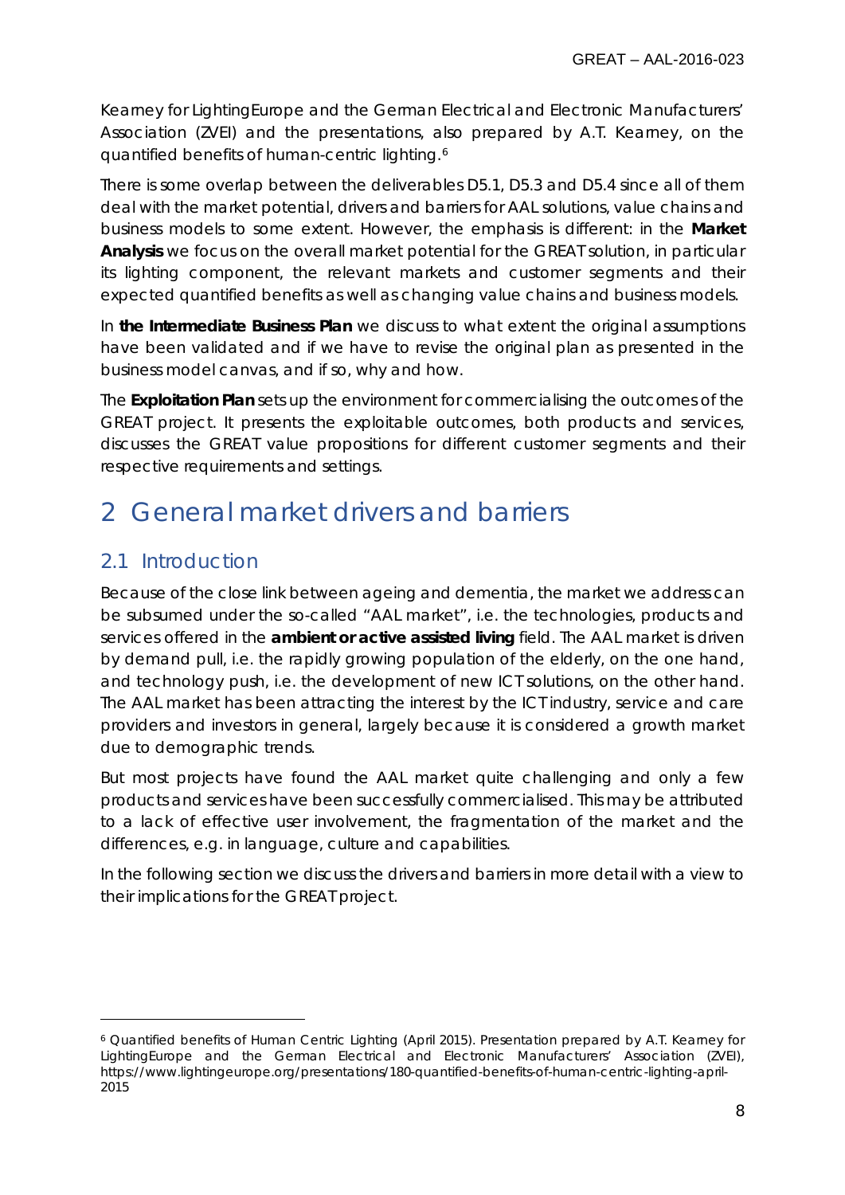Kearney for LightingEurope and the German Electrical and Electronic Manufacturers' Association (ZVEI) and the presentations, also prepared by A.T. Kearney, on the quantified benefits of human-centric lighting.[6]

There is some overlap between the deliverables D5.1, D5.3 and D5.4 since all of them deal with the market potential, drivers and barriers for AAL solutions, value chains and business models to some extent. However, the emphasis is different: in the **Market Analysis** we focus on the overall market potential for the GREAT solution, in particular its lighting component, the relevant markets and customer segments and their expected quantified benefits as well as changing value chains and business models.

In **the Intermediate Business Plan** we discuss to what extent the original assumptions have been validated and if we have to revise the original plan as presented in the business model canvas, and if so, why and how.

The **Exploitation Plan** sets up the environment for commercialising the outcomes of the GREAT project. It presents the exploitable outcomes, both products and services, discusses the GREAT value propositions for different customer segments and their respective requirements and settings.

# 2 General market drivers and barriers

## 2.1 Introduction

Because of the close link between ageing and dementia, the market we address can be subsumed under the so-called "AAL market", i.e. the technologies, products and services offered in the **ambient or active assisted living** field. The AAL market is driven by demand pull, i.e. the rapidly growing population of the elderly, on the one hand, and technology push, i.e. the development of new ICT solutions, on the other hand. The AAL market has been attracting the interest by the ICT industry, service and care providers and investors in general, largely because it is considered a growth market due to demographic trends.

But most projects have found the AAL market quite challenging and only a few products and services have been successfully commercialised. This may be attributed to a lack of effective user involvement, the fragmentation of the market and the differences, e.g. in language, culture and capabilities.

In the following section we discuss the drivers and barriers in more detail with a view to their implications for the GREAT project.

---

[6] Quantified benefits of Human Centric Lighting (April 2015). Presentation prepared by A.T. Kearney for LightingEurope and the German Electrical and Electronic Manufacturers' Association (ZVEI), https://www.lightingeurope.org/presentations/180-quantified-benefits-of-human-centric-lighting-april-2015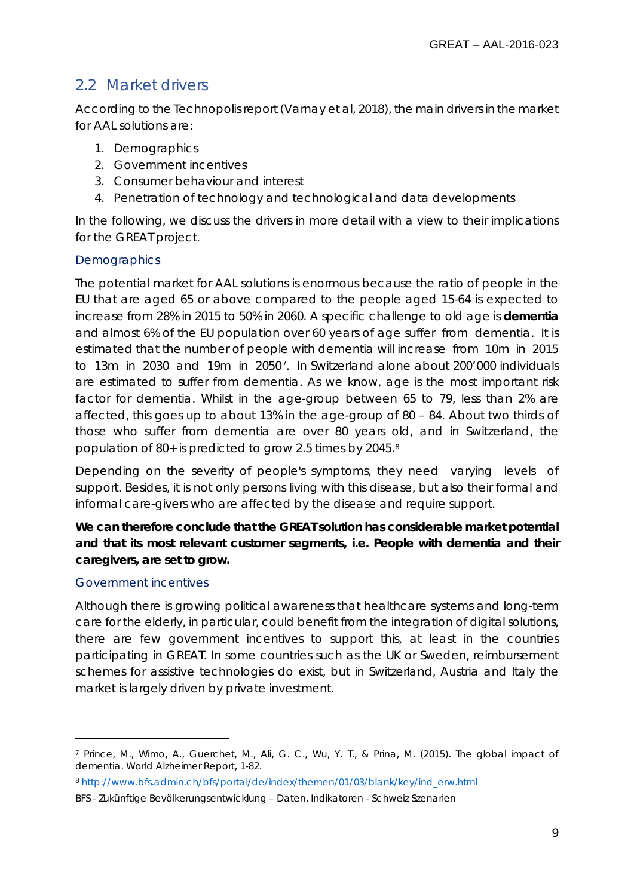## 2.2 Market drivers

According to the Technopolis report (Varnay et al, 2018), the main drivers in the market for AAL solutions are:

1. Demographics
2. Government incentives
3. Consumer behaviour and interest
4. Penetration of technology and technological and data developments

In the following, we discuss the drivers in more detail with a view to their implications for the GREAT project.

### Demographics

The potential market for AAL solutions is enormous because the ratio of people in the EU that are aged 65 or above compared to the people aged 15-64 is expected to increase from 28% in 2015 to 50% in 2060. A specific challenge to old age is **dementia** and almost 6% of the EU population over 60 years of age suffer from dementia. It is estimated that the number of people with dementia will increase from 10m in 2015 to 13m in 2030 and 19m in 2050[7]. In Switzerland alone about 200'000 individuals are estimated to suffer from dementia. As we know, age is the most important risk factor for dementia. Whilst in the age-group between 65 to 79, less than 2% are affected, this goes up to about 13% in the age-group of 80 – 84. About two thirds of those who suffer from dementia are over 80 years old, and in Switzerland, the population of 80+ is predicted to grow 2.5 times by 2045.[8]

Depending on the severity of people's symptoms, they need varying levels of support. Besides, it is not only persons living with this disease, but also their formal and informal care-givers who are affected by the disease and require support.

**We can therefore conclude that the GREAT solution has considerable market potential and that its most relevant customer segments, i.e. People with dementia and their caregivers, are set to grow.**

### Government incentives

Although there is growing political awareness that healthcare systems and long-term care for the elderly, in particular, could benefit from the integration of digital solutions, there are few government incentives to support this, at least in the countries participating in GREAT. In some countries such as the UK or Sweden, reimbursement schemes for assistive technologies do exist, but in Switzerland, Austria and Italy the market is largely driven by private investment.

---

[7] Prince, M., Wimo, A., Guerchet, M., Ali, G. C., Wu, Y. T., & Prina, M. (2015). The global impact of dementia. World Alzheimer Report, 1-82.

[8] http://www.bfs.admin.ch/bfs/portal/de/index/themen/01/03/blank/key/ind_erw.html

BFS - Zukünftige Bevölkerungsentwicklung – Daten, Indikatoren - Schweiz Szenarien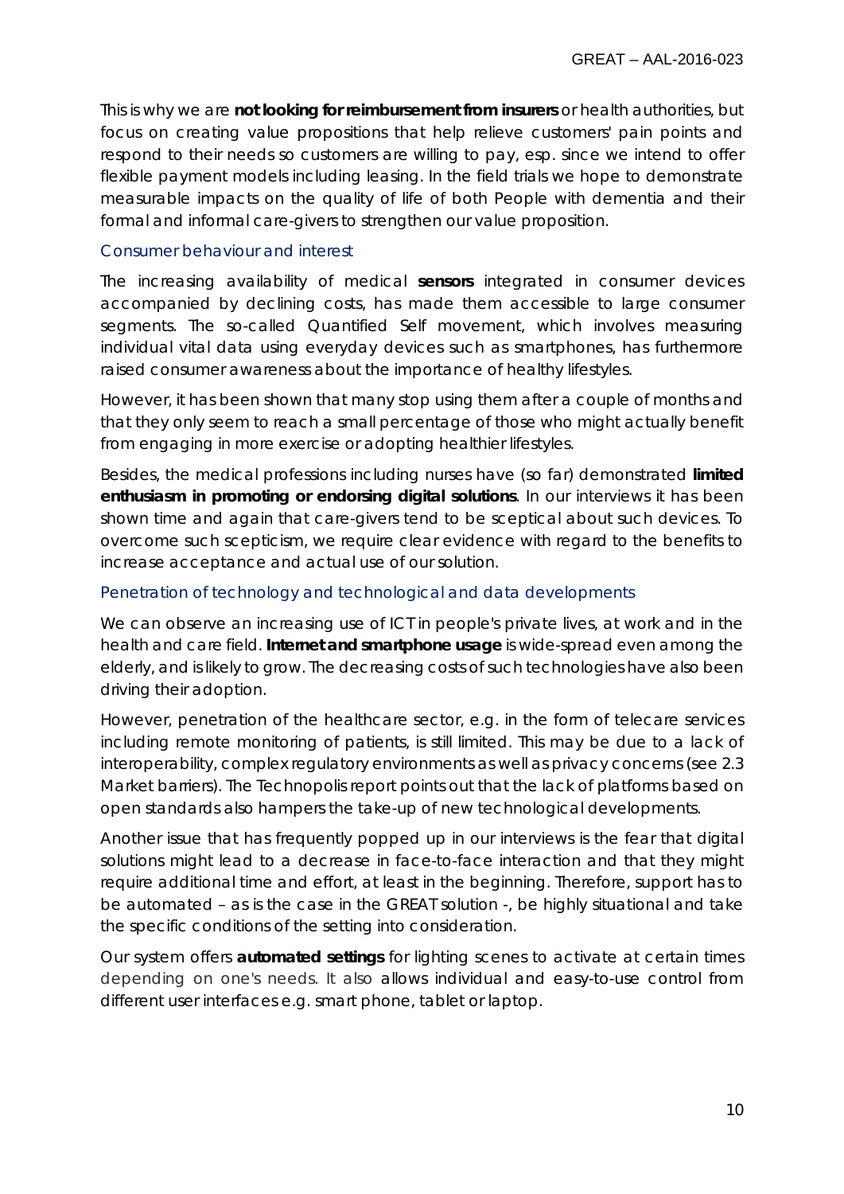This is why we are **not looking for reimbursement from insurers** or health authorities, but focus on creating value propositions that help relieve customers' pain points and respond to their needs so customers are willing to pay, esp. since we intend to offer flexible payment models including leasing. In the field trials we hope to demonstrate measurable impacts on the quality of life of both People with dementia and their formal and informal care-givers to strengthen our value proposition.

### Consumer behaviour and interest

The increasing availability of medical **sensors** integrated in consumer devices accompanied by declining costs, has made them accessible to large consumer segments. The so-called Quantified Self movement, which involves measuring individual vital data using everyday devices such as smartphones, has furthermore raised consumer awareness about the importance of healthy lifestyles.

However, it has been shown that many stop using them after a couple of months and that they only seem to reach a small percentage of those who might actually benefit from engaging in more exercise or adopting healthier lifestyles.

Besides, the medical professions including nurses have (so far) demonstrated **limited enthusiasm in promoting or endorsing digital solutions**. In our interviews it has been shown time and again that care-givers tend to be sceptical about such devices. To overcome such scepticism, we require clear evidence with regard to the benefits to increase acceptance and actual use of our solution.

### Penetration of technology and technological and data developments

We can observe an increasing use of ICT in people's private lives, at work and in the health and care field. **Internet and smartphone usage** is wide-spread even among the elderly, and is likely to grow. The decreasing costs of such technologies have also been driving their adoption.

However, penetration of the healthcare sector, e.g. in the form of telecare services including remote monitoring of patients, is still limited. This may be due to a lack of interoperability, complex regulatory environments as well as privacy concerns (see 2.3 Market barriers). The Technopolis report points out that the lack of platforms based on open standards also hampers the take-up of new technological developments.

Another issue that has frequently popped up in our interviews is the fear that digital solutions might lead to a decrease in face-to-face interaction and that they might require additional time and effort, at least in the beginning. Therefore, support has to be automated – as is the case in the GREAT solution -, be highly situational and take the specific conditions of the setting into consideration.

Our system offers **automated settings** for lighting scenes to activate at certain times depending on one's needs. It also allows individual and easy-to-use control from different user interfaces e.g. smart phone, tablet or laptop.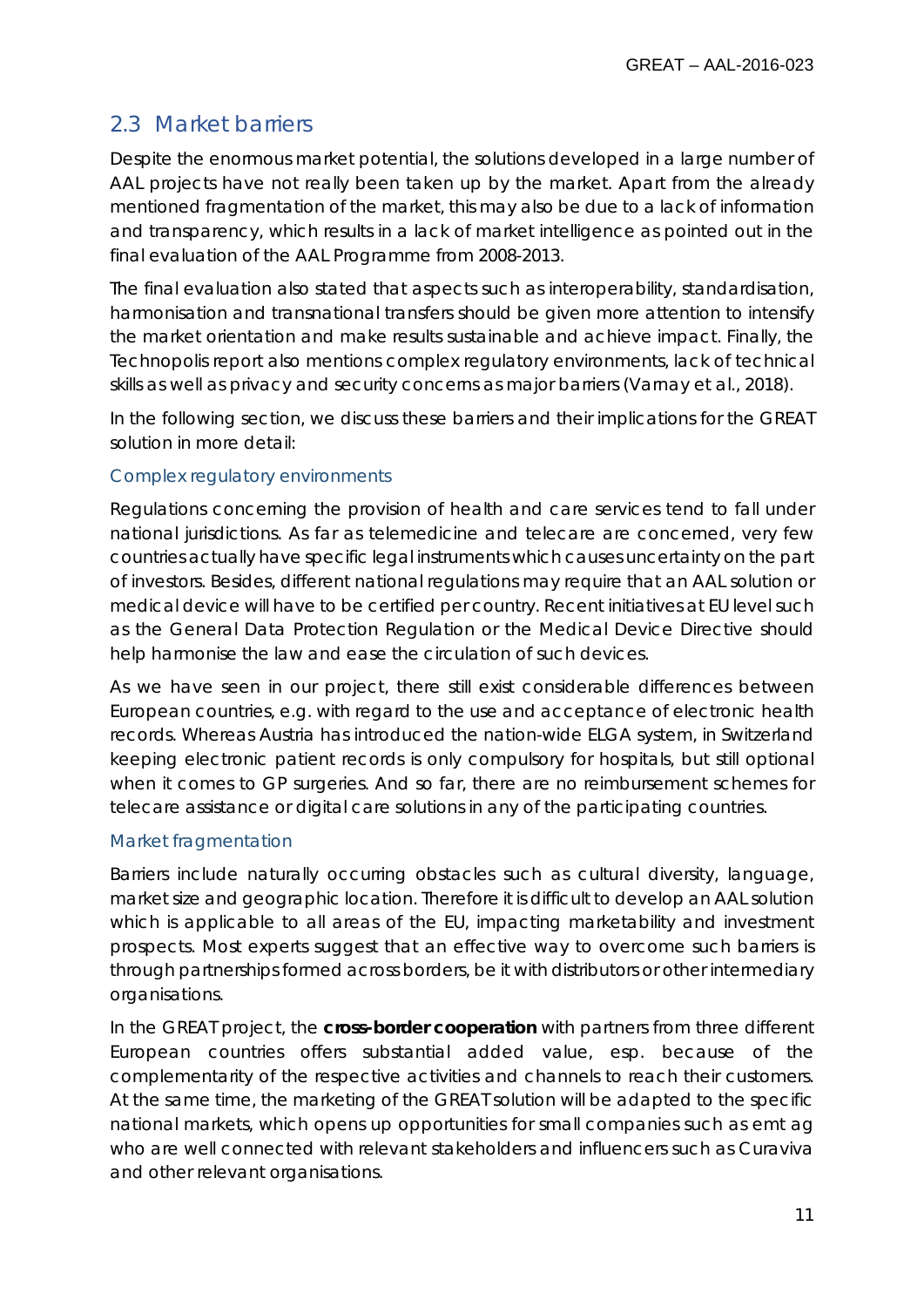## 2.3 Market barriers

Despite the enormous market potential, the solutions developed in a large number of AAL projects have not really been taken up by the market. Apart from the already mentioned fragmentation of the market, this may also be due to a lack of information and transparency, which results in a lack of market intelligence as pointed out in the final evaluation of the AAL Programme from 2008-2013.

The final evaluation also stated that aspects such as interoperability, standardisation, harmonisation and transnational transfers should be given more attention to intensify the market orientation and make results sustainable and achieve impact. Finally, the Technopolis report also mentions complex regulatory environments, lack of technical skills as well as privacy and security concerns as major barriers (Varnay et al., 2018).

In the following section, we discuss these barriers and their implications for the GREAT solution in more detail:

### Complex regulatory environments

Regulations concerning the provision of health and care services tend to fall under national jurisdictions. As far as telemedicine and telecare are concerned, very few countries actually have specific legal instruments which causes uncertainty on the part of investors. Besides, different national regulations may require that an AAL solution or medical device will have to be certified per country. Recent initiatives at EU level such as the General Data Protection Regulation or the Medical Device Directive should help harmonise the law and ease the circulation of such devices.

As we have seen in our project, there still exist considerable differences between European countries, e.g. with regard to the use and acceptance of electronic health records. Whereas Austria has introduced the nation-wide ELGA system, in Switzerland keeping electronic patient records is only compulsory for hospitals, but still optional when it comes to GP surgeries. And so far, there are no reimbursement schemes for telecare assistance or digital care solutions in any of the participating countries.

### Market fragmentation

Barriers include naturally occurring obstacles such as cultural diversity, language, market size and geographic location. Therefore it is difficult to develop an AAL solution which is applicable to all areas of the EU, impacting marketability and investment prospects. Most experts suggest that an effective way to overcome such barriers is through partnerships formed across borders, be it with distributors or other intermediary organisations.

In the GREAT project, the **cross-border cooperation** with partners from three different European countries offers substantial added value, esp. because of the complementarity of the respective activities and channels to reach their customers. At the same time, the marketing of the GREAT solution will be adapted to the specific national markets, which opens up opportunities for small companies such as emt ag who are well connected with relevant stakeholders and influencers such as Curaviva and other relevant organisations.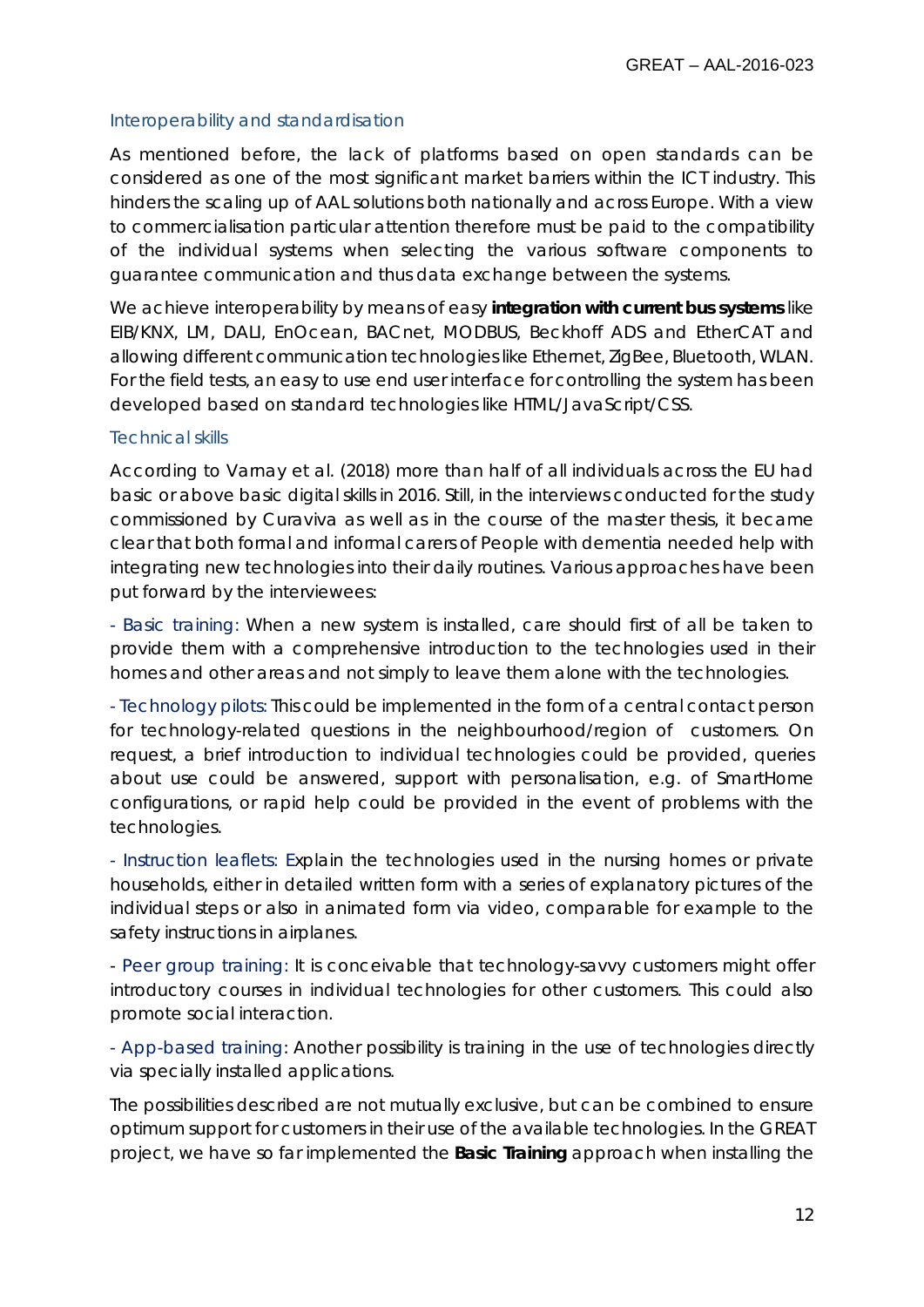### Interoperability and standardisation

As mentioned before, the lack of platforms based on open standards can be considered as one of the most significant market barriers within the ICT industry. This hinders the scaling up of AAL solutions both nationally and across Europe. With a view to commercialisation particular attention therefore must be paid to the compatibility of the individual systems when selecting the various software components to guarantee communication and thus data exchange between the systems.

We achieve interoperability by means of easy **integration with current bus systems** like EIB/KNX, LM, DALI, EnOcean, BACnet, MODBUS, Beckhoff ADS and EtherCAT and allowing different communication technologies like Ethernet, ZigBee, Bluetooth, WLAN. For the field tests, an easy to use end user interface for controlling the system has been developed based on standard technologies like HTML/JavaScript/CSS.

### Technical skills

According to Varnay et al. (2018) more than half of all individuals across the EU had basic or above basic digital skills in 2016. Still, in the interviews conducted for the study commissioned by Curaviva as well as in the course of the master thesis, it became clear that both formal and informal carers of People with dementia needed help with integrating new technologies into their daily routines. Various approaches have been put forward by the interviewees:

- Basic training: When a new system is installed, care should first of all be taken to provide them with a comprehensive introduction to the technologies used in their homes and other areas and not simply to leave them alone with the technologies.

- Technology pilots: This could be implemented in the form of a central contact person for technology-related questions in the neighbourhood/region of customers. On request, a brief introduction to individual technologies could be provided, queries about use could be answered, support with personalisation, e.g. of SmartHome configurations, or rapid help could be provided in the event of problems with the technologies.

- Instruction leaflets: Explain the technologies used in the nursing homes or private households, either in detailed written form with a series of explanatory pictures of the individual steps or also in animated form via video, comparable for example to the safety instructions in airplanes.

- Peer group training: It is conceivable that technology-savvy customers might offer introductory courses in individual technologies for other customers. This could also promote social interaction.

- App-based training: Another possibility is training in the use of technologies directly via specially installed applications.

The possibilities described are not mutually exclusive, but can be combined to ensure optimum support for customers in their use of the available technologies. In the GREAT project, we have so far implemented the **Basic Training** approach when installing the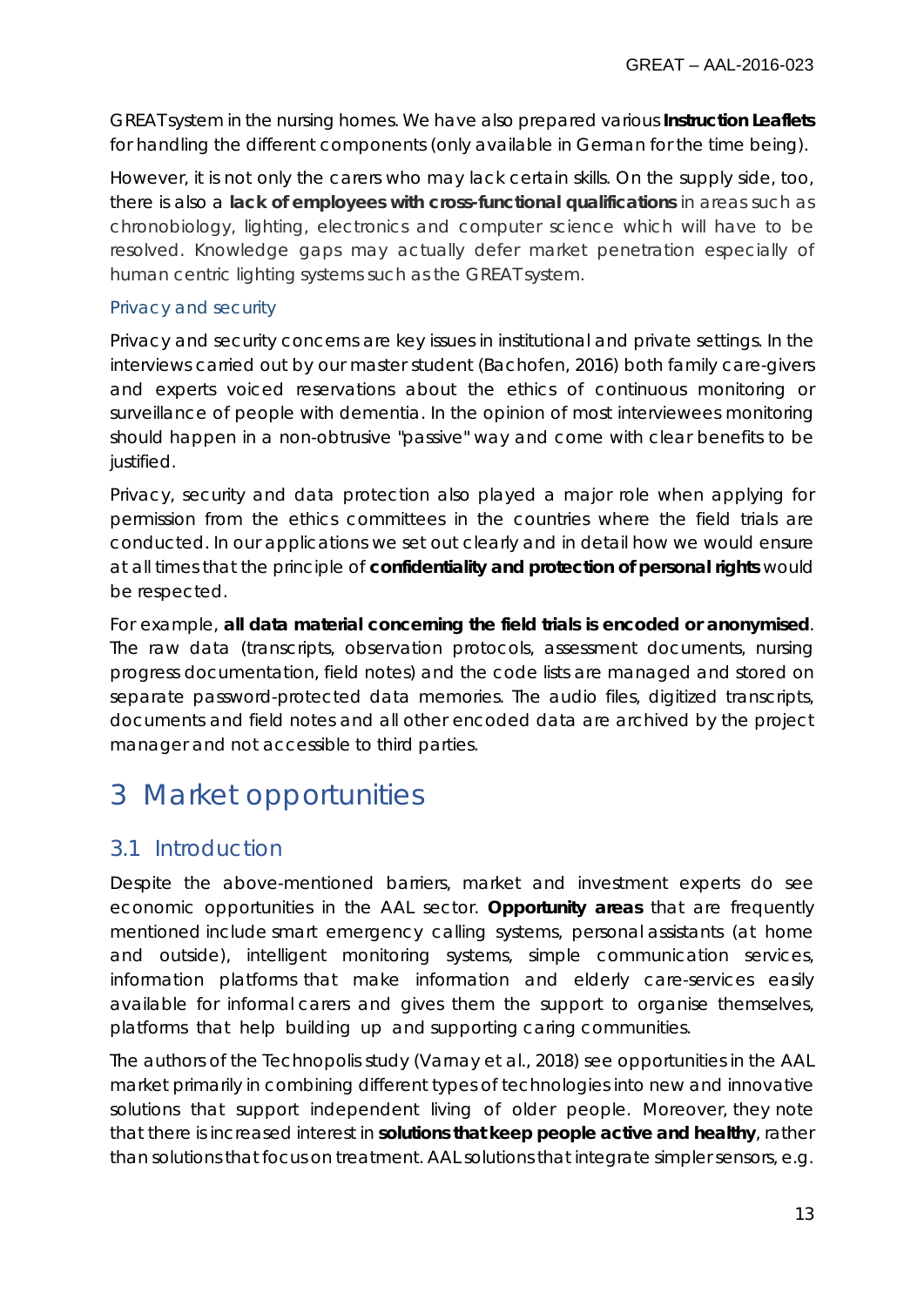GREAT system in the nursing homes. We have also prepared various **Instruction Leaflets** for handling the different components (only available in German for the time being).

However, it is not only the carers who may lack certain skills. On the supply side, too, there is also a **lack of employees with cross-functional qualifications** in areas such as chronobiology, lighting, electronics and computer science which will have to be resolved. Knowledge gaps may actually defer market penetration especially of human centric lighting systems such as the GREAT system.

### Privacy and security

Privacy and security concerns are key issues in institutional and private settings. In the interviews carried out by our master student (Bachofen, 2016) both family care-givers and experts voiced reservations about the ethics of continuous monitoring or surveillance of people with dementia. In the opinion of most interviewees monitoring should happen in a non-obtrusive "passive" way and come with clear benefits to be justified.

Privacy, security and data protection also played a major role when applying for permission from the ethics committees in the countries where the field trials are conducted. In our applications we set out clearly and in detail how we would ensure at all times that the principle of **confidentiality and protection of personal rights** would be respected.

For example, **all data material concerning the field trials is encoded or anonymised**. The raw data (transcripts, observation protocols, assessment documents, nursing progress documentation, field notes) and the code lists are managed and stored on separate password-protected data memories. The audio files, digitized transcripts, documents and field notes and all other encoded data are archived by the project manager and not accessible to third parties.

# 3 Market opportunities

## 3.1 Introduction

Despite the above-mentioned barriers, market and investment experts do see economic opportunities in the AAL sector. **Opportunity areas** that are frequently mentioned include smart emergency calling systems, personal assistants (at home and outside), intelligent monitoring systems, simple communication services, information platforms that make information and elderly care-services easily available for informal carers and gives them the support to organise themselves, platforms that help building up and supporting caring communities.

The authors of the Technopolis study (Varnay et al., 2018) see opportunities in the AAL market primarily in combining different types of technologies into new and innovative solutions that support independent living of older people. Moreover, they note that there is increased interest in **solutions that keep people active and healthy**, rather than solutions that focus on treatment. AAL solutions that integrate simpler sensors, e.g.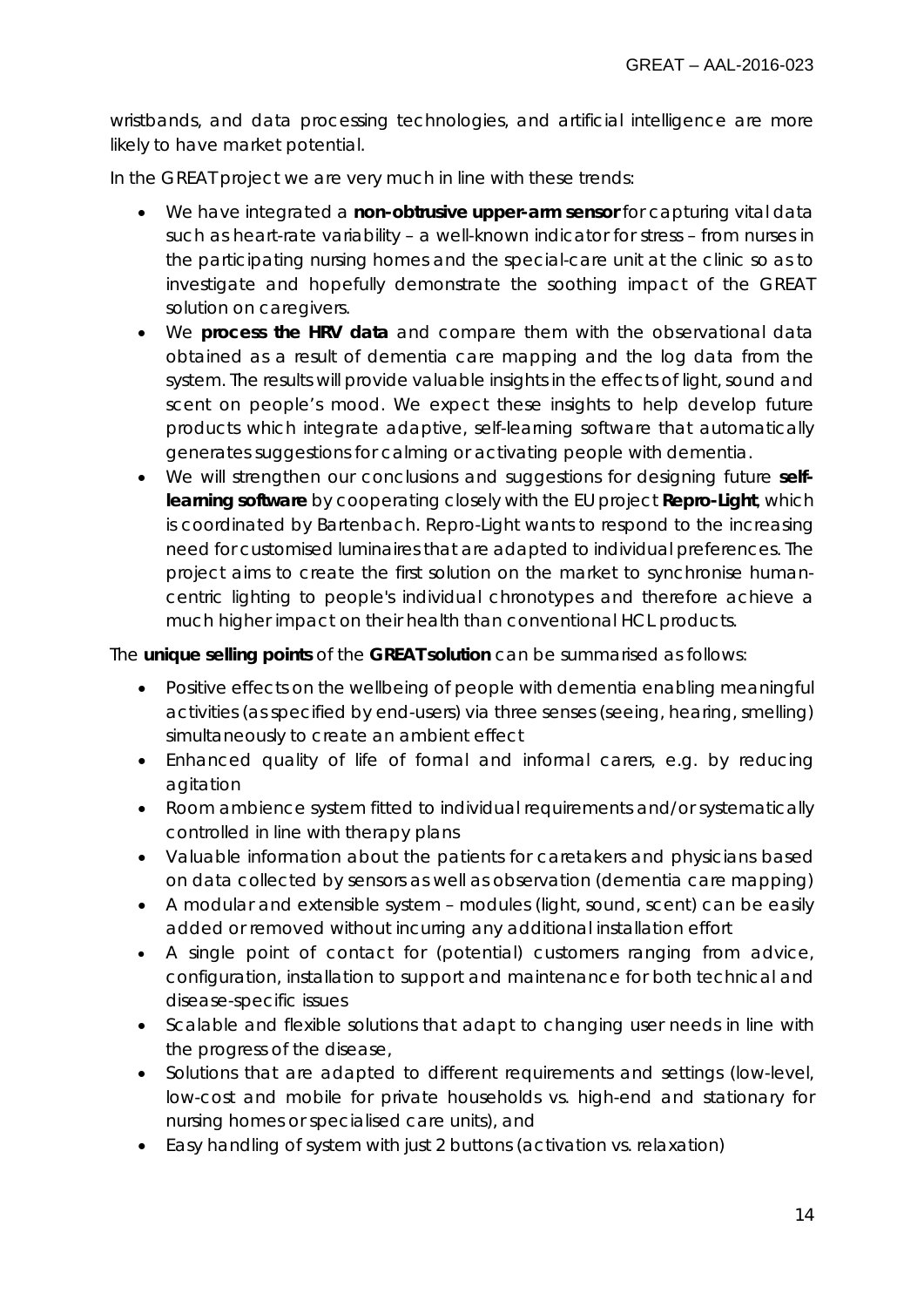wristbands, and data processing technologies, and artificial intelligence are more likely to have market potential.

In the GREAT project we are very much in line with these trends:

- We have integrated a **non-obtrusive upper-arm sensor** for capturing vital data such as heart-rate variability – a well-known indicator for stress – from nurses in the participating nursing homes and the special-care unit at the clinic so as to investigate and hopefully demonstrate the soothing impact of the GREAT solution on caregivers.
- We **process the HRV data** and compare them with the observational data obtained as a result of dementia care mapping and the log data from the system. The results will provide valuable insights in the effects of light, sound and scent on people's mood. We expect these insights to help develop future products which integrate adaptive, self-learning software that automatically generates suggestions for calming or activating people with dementia.
- We will strengthen our conclusions and suggestions for designing future **self-learning software** by cooperating closely with the EU project **Repro-Light**, which is coordinated by Bartenbach. Repro-Light wants to respond to the increasing need for customised luminaires that are adapted to individual preferences. The project aims to create the first solution on the market to synchronise human-centric lighting to people's individual chronotypes and therefore achieve a much higher impact on their health than conventional HCL products.

The **unique selling points** of the **GREAT solution** can be summarised as follows:

- Positive effects on the wellbeing of people with dementia enabling meaningful activities (as specified by end-users) via three senses (seeing, hearing, smelling) simultaneously to create an ambient effect
- Enhanced quality of life of formal and informal carers, e.g. by reducing agitation
- Room ambience system fitted to individual requirements and/or systematically controlled in line with therapy plans
- Valuable information about the patients for caretakers and physicians based on data collected by sensors as well as observation (dementia care mapping)
- A modular and extensible system – modules (light, sound, scent) can be easily added or removed without incurring any additional installation effort
- A single point of contact for (potential) customers ranging from advice, configuration, installation to support and maintenance for both technical and disease-specific issues
- Scalable and flexible solutions that adapt to changing user needs in line with the progress of the disease,
- Solutions that are adapted to different requirements and settings (low-level, low-cost and mobile for private households vs. high-end and stationary for nursing homes or specialised care units), and
- Easy handling of system with just 2 buttons (activation vs. relaxation)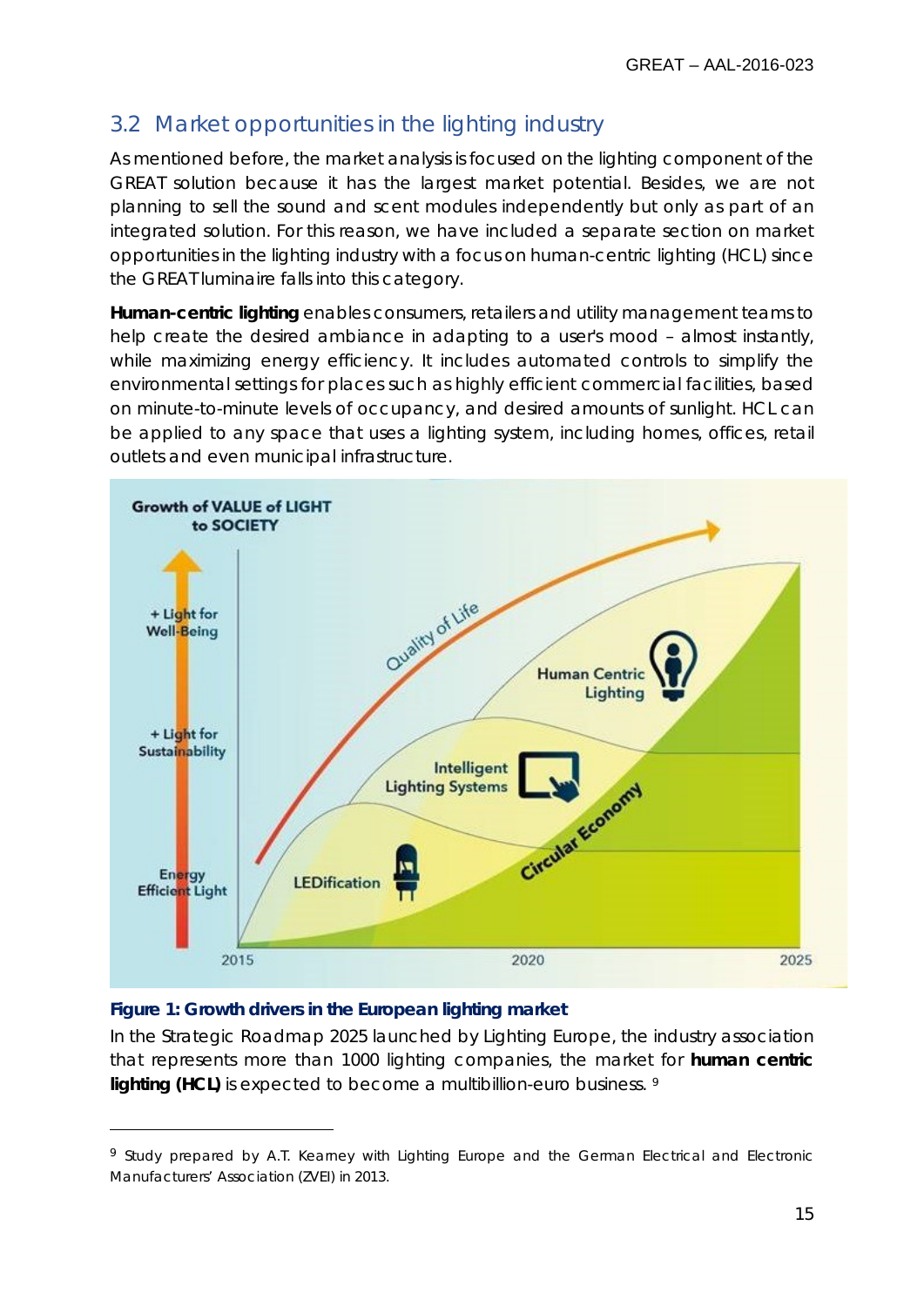## 3.2 Market opportunities in the lighting industry

As mentioned before, the market analysis is focused on the lighting component of the GREAT solution because it has the largest market potential. Besides, we are not planning to sell the sound and scent modules independently but only as part of an integrated solution. For this reason, we have included a separate section on market opportunities in the lighting industry with a focus on human-centric lighting (HCL) since the GREAT luminaire falls into this category.

**Human-centric lighting** enables consumers, retailers and utility management teams to help create the desired ambiance in adapting to a user's mood – almost instantly, while maximizing energy efficiency. It includes automated controls to simplify the environmental settings for places such as highly efficient commercial facilities, based on minute-to-minute levels of occupancy, and desired amounts of sunlight. HCL can be applied to any space that uses a lighting system, including homes, offices, retail outlets and even municipal infrastructure.

**Figure 1: Growth drivers in the European lighting market**

In the Strategic Roadmap 2025 launched by Lighting Europe, the industry association that represents more than 1000 lighting companies, the market for **human centric lighting (HCL)** is expected to become a multibillion-euro business. [9]

[9] Study prepared by A.T. Kearney with Lighting Europe and the German Electrical and Electronic Manufacturers' Association (ZVEI) in 2013.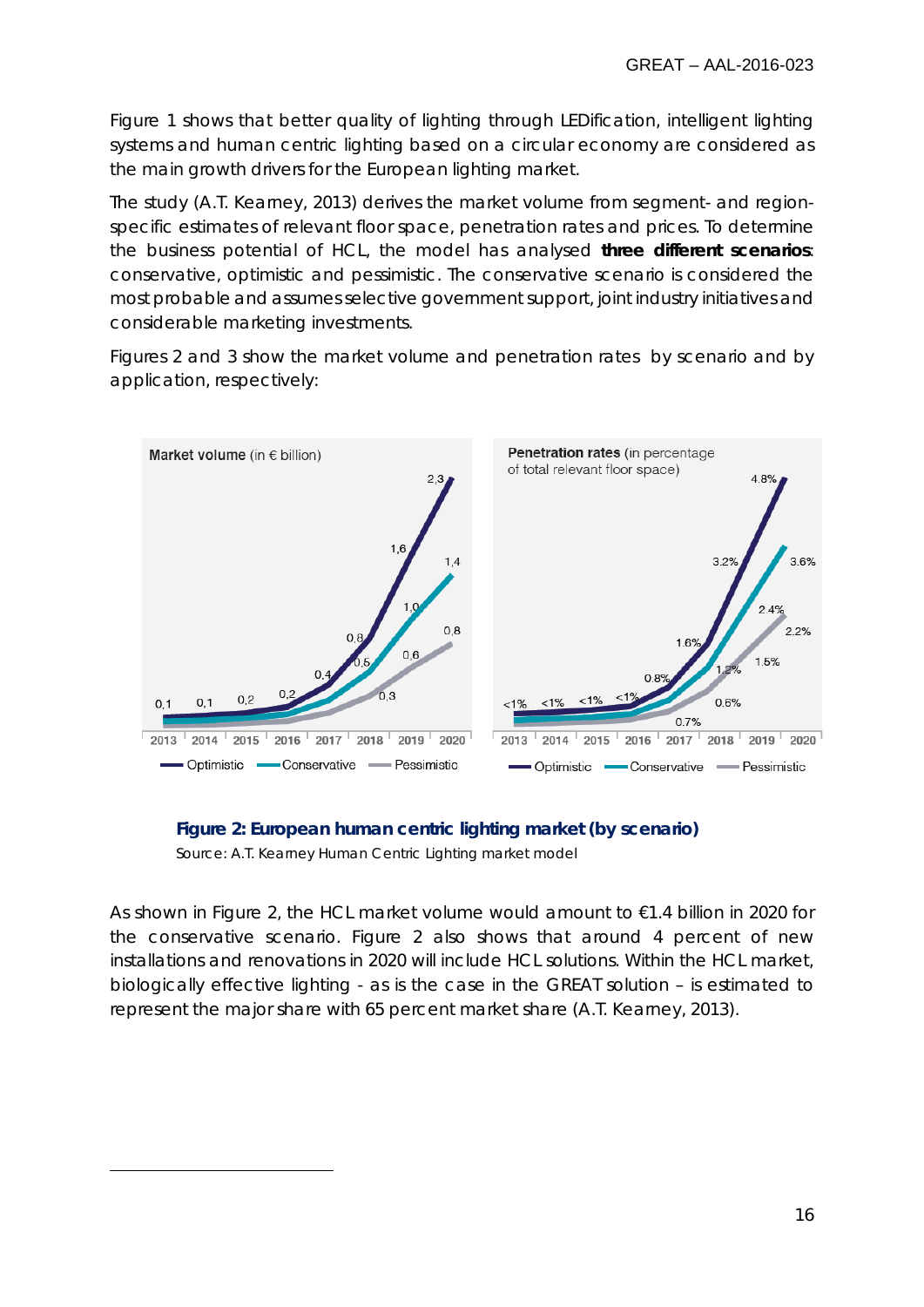Figure 1 shows that better quality of lighting through LEDification, intelligent lighting systems and human centric lighting based on a circular economy are considered as the main growth drivers for the European lighting market.

The study (A.T. Kearney, 2013) derives the market volume from segment- and region-specific estimates of relevant floor space, penetration rates and prices. To determine the business potential of HCL, the model has analysed **three different scenarios**: conservative, optimistic and pessimistic. The conservative scenario is considered the most probable and assumes selective government support, joint industry initiatives and considerable marketing investments.

Figures 2 and 3 show the market volume and penetration rates by scenario and by application, respectively:

**Figure 2: European human centric lighting market (by scenario)**

Source: A.T. Kearney Human Centric Lighting market model

As shown in Figure 2, the HCL market volume would amount to €1.4 billion in 2020 for the conservative scenario. Figure 2 also shows that around 4 percent of new installations and renovations in 2020 will include HCL solutions. Within the HCL market, biologically effective lighting - as is the case in the GREAT solution – is estimated to represent the major share with 65 percent market share (A.T. Kearney, 2013).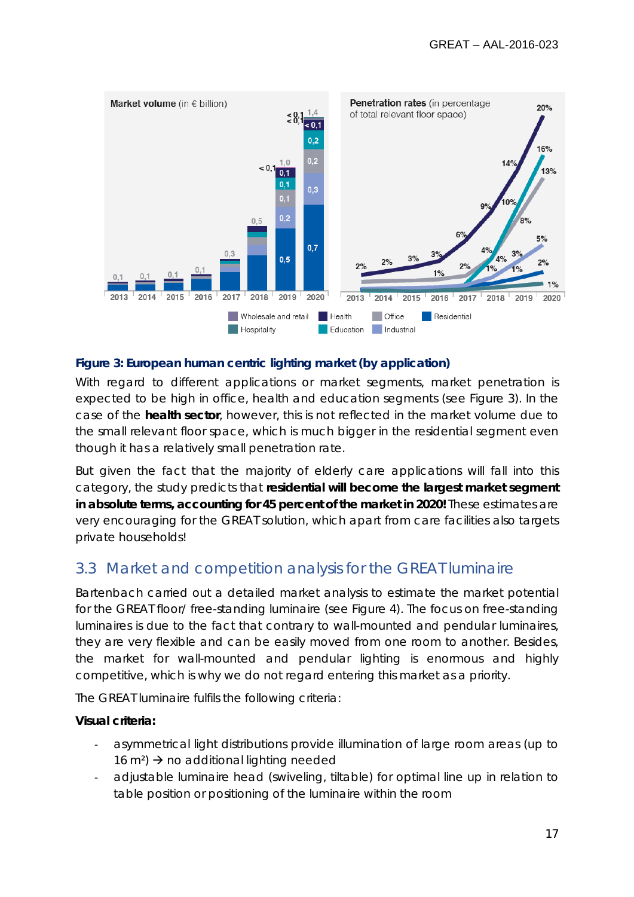**Figure 3: European human centric lighting market (by application)**

With regard to different applications or market segments, market penetration is expected to be high in office, health and education segments (see Figure 3). In the case of the **health sector**, however, this is not reflected in the market volume due to the small relevant floor space, which is much bigger in the residential segment even though it has a relatively small penetration rate.

But given the fact that the majority of elderly care applications will fall into this category, the study predicts that **residential will become the largest market segment in absolute terms, accounting for 45 percent of the market in 2020!** These estimates are very encouraging for the GREAT solution, which apart from care facilities also targets private households!

## 3.3 Market and competition analysis for the GREAT luminaire

Bartenbach carried out a detailed market analysis to estimate the market potential for the GREAT floor/ free-standing luminaire (see Figure 4). The focus on free-standing luminaires is due to the fact that contrary to wall-mounted and pendular luminaires, they are very flexible and can be easily moved from one room to another. Besides, the market for wall-mounted and pendular lighting is enormous and highly competitive, which is why we do not regard entering this market as a priority.

The GREAT luminaire fulfils the following criteria:

**Visual criteria:**

- asymmetrical light distributions provide illumination of large room areas (up to 16 m²) → no additional lighting needed
- adjustable luminaire head (swiveling, tiltable) for optimal line up in relation to table position or positioning of the luminaire within the room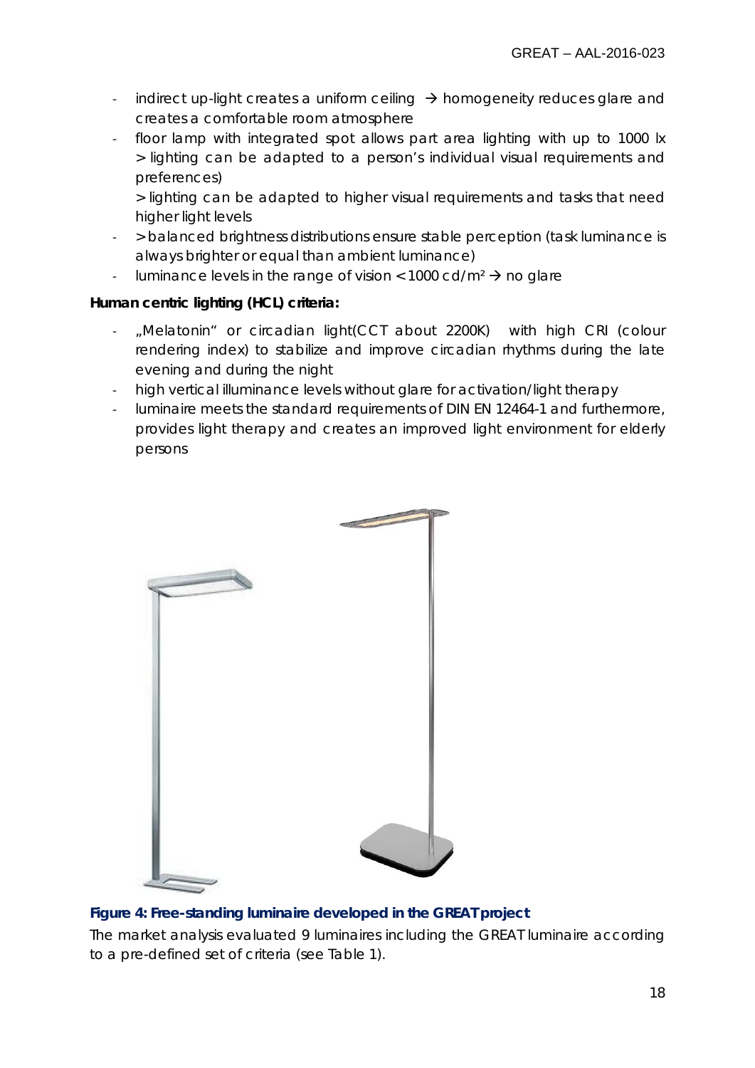- indirect up-light creates a uniform ceiling → homogeneity reduces glare and creates a comfortable room atmosphere
- floor lamp with integrated spot allows part area lighting with up to 1000 lx > lighting can be adapted to a person's individual visual requirements and preferences)
  > lighting can be adapted to higher visual requirements and tasks that need higher light levels
- > balanced brightness distributions ensure stable perception (task luminance is always brighter or equal than ambient luminance)
- luminance levels in the range of vision < 1000 cd/m² → no glare

**Human centric lighting (HCL) criteria:**

- „Melatonin" or circadian light(CCT about 2200K) with high CRI (colour rendering index) to stabilize and improve circadian rhythms during the late evening and during the night
- high vertical illuminance levels without glare for activation/light therapy
- luminaire meets the standard requirements of DIN EN 12464-1 and furthermore, provides light therapy and creates an improved light environment for elderly persons

**Figure 4: Free-standing luminaire developed in the GREAT project**

The market analysis evaluated 9 luminaires including the GREAT luminaire according to a pre-defined set of criteria (see Table 1).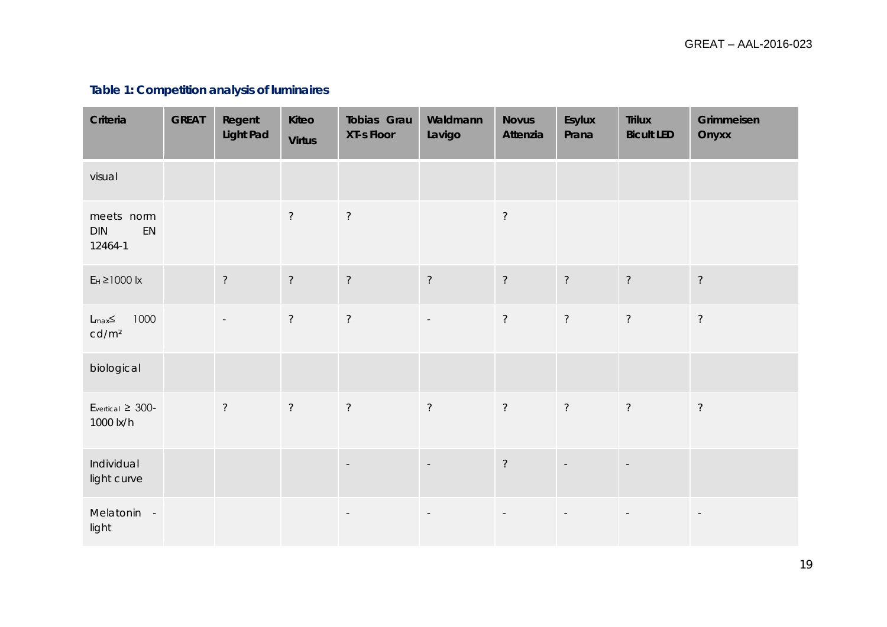**Table 1: Competition analysis of luminaires**

| Criteria | GREAT | Regent Light Pad | Kiteo Virtus | Tobias Grau XT-s Floor | Waldmann Lavigo | Novus Attenzia | Esylux Prana | Trilux Bicult LED | Grimmeisen Onyxx |
|---|---|---|---|---|---|---|---|---|---|
| visual | | | | | | | | | |
| meets norm DIN EN 12464-1 | | | ? | ? | | ? | | | |
| $E_H \geq 1000$ lx | | ? | ? | ? | ? | ? | ? | ? | ? |
| $L_{max} \leq$ 1000 cd/m² | | - | ? | ? | - | ? | ? | ? | ? |
| biological | | | | | | | | | |
| $E_{vertical} \geq$ 300-1000 lx/h | | ? | ? | ? | ? | ? | ? | ? | ? |
| Individual light curve | | | | - | - | ? | - | - | |
| Melatonin - light | | | | - | - | - | - | - | - |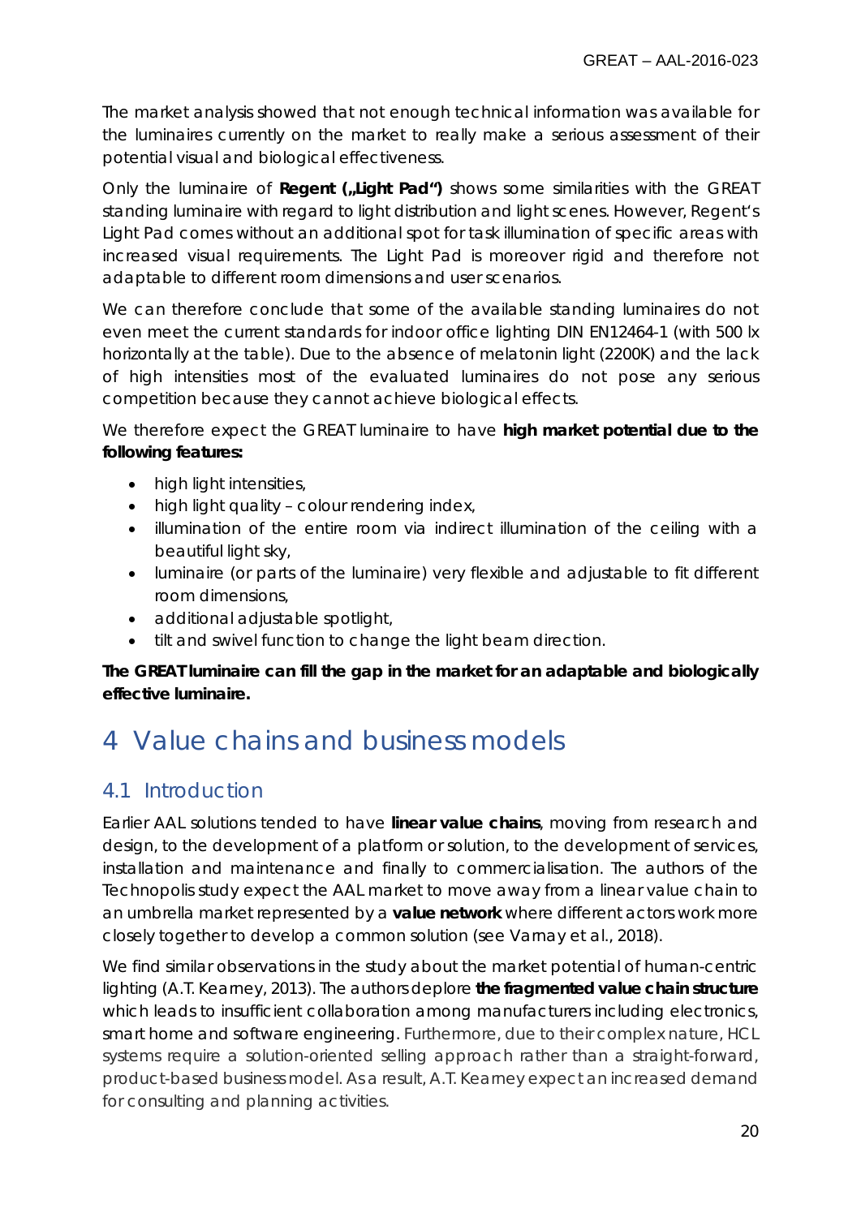The market analysis showed that not enough technical information was available for the luminaires currently on the market to really make a serious assessment of their potential visual and biological effectiveness.

Only the luminaire of **Regent („Light Pad")** shows some similarities with the GREAT standing luminaire with regard to light distribution and light scenes. However, Regent's Light Pad comes without an additional spot for task illumination of specific areas with increased visual requirements. The Light Pad is moreover rigid and therefore not adaptable to different room dimensions and user scenarios.

We can therefore conclude that some of the available standing luminaires do not even meet the current standards for indoor office lighting DIN EN12464-1 (with 500 lx horizontally at the table). Due to the absence of melatonin light (2200K) and the lack of high intensities most of the evaluated luminaires do not pose any serious competition because they cannot achieve biological effects.

We therefore expect the GREAT luminaire to have **high market potential due to the following features:**

- high light intensities,
- high light quality – colour rendering index,
- illumination of the entire room via indirect illumination of the ceiling with a beautiful light sky,
- luminaire (or parts of the luminaire) very flexible and adjustable to fit different room dimensions,
- additional adjustable spotlight,
- tilt and swivel function to change the light beam direction.

**The GREAT luminaire can fill the gap in the market for an adaptable and biologically effective luminaire.**

# 4 Value chains and business models

## 4.1 Introduction

Earlier AAL solutions tended to have **linear value chains**, moving from research and design, to the development of a platform or solution, to the development of services, installation and maintenance and finally to commercialisation. The authors of the Technopolis study expect the AAL market to move away from a linear value chain to an umbrella market represented by a **value network** where different actors work more closely together to develop a common solution (see Varnay et al., 2018).

We find similar observations in the study about the market potential of human-centric lighting (A.T. Kearney, 2013). The authors deplore **the fragmented value chain structure** which leads to insufficient collaboration among manufacturers including electronics, smart home and software engineering. Furthermore, due to their complex nature, HCL systems require a solution-oriented selling approach rather than a straight-forward, product-based business model. As a result, A.T. Kearney expect an increased demand for consulting and planning activities.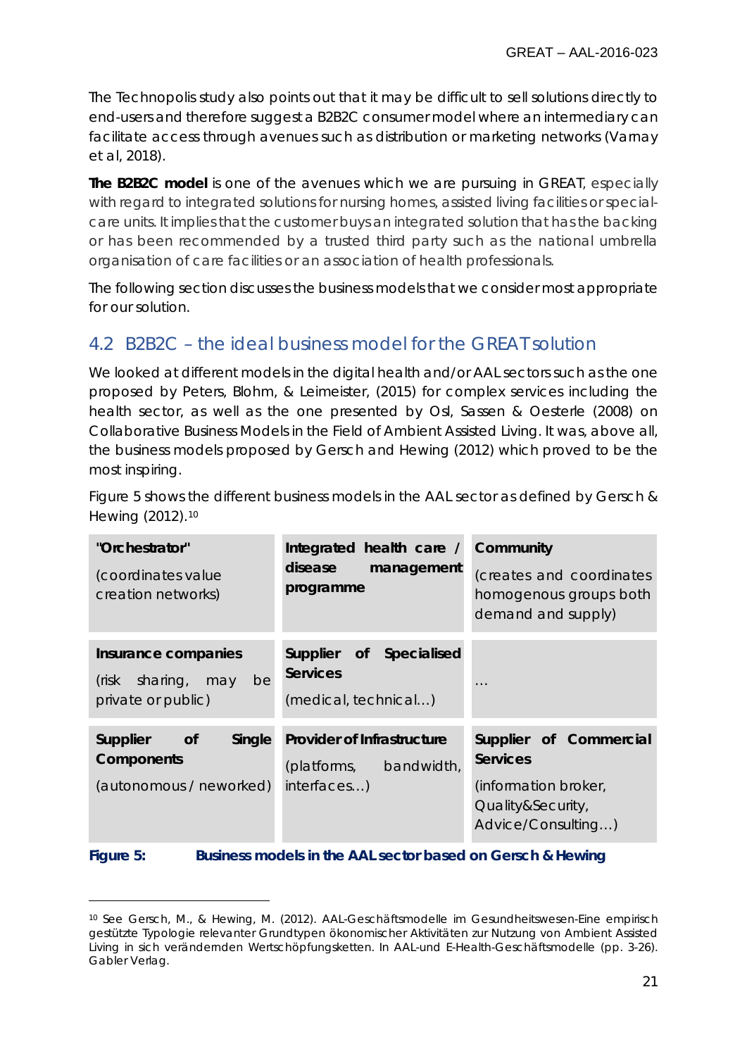The Technopolis study also points out that it may be difficult to sell solutions directly to end-users and therefore suggest a B2B2C consumer model where an intermediary can facilitate access through avenues such as distribution or marketing networks (Varnay et al, 2018).

**The B2B2C model** is one of the avenues which we are pursuing in GREAT, especially with regard to integrated solutions for nursing homes, assisted living facilities or special-care units. It implies that the customer buys an integrated solution that has the backing or has been recommended by a trusted third party such as the national umbrella organisation of care facilities or an association of health professionals.

The following section discusses the business models that we consider most appropriate for our solution.

## 4.2 B2B2C – the ideal business model for the GREAT solution

We looked at different models in the digital health and/or AAL sectors such as the one proposed by Peters, Blohm, & Leimeister, (2015) for complex services including the health sector, as well as the one presented by Osl, Sassen & Oesterle (2008) on Collaborative Business Models in the Field of Ambient Assisted Living. It was, above all, the business models proposed by Gersch and Hewing (2012) which proved to be the most inspiring.

Figure 5 shows the different business models in the AAL sector as defined by Gersch & Hewing (2012).[10]

| | | |
|---|---|---|
| **"Orchestrator"** (coordinates value creation networks) | **Integrated health care / disease management programme** | **Community** (creates and coordinates homogenous groups both demand and supply) |
| **Insurance companies** (risk sharing, may be private or public) | **Supplier of Specialised Services** (medical, technical…) | … |
| **Supplier of Single Components** (autonomous / neworked) | **Provider of Infrastructure** (platforms, bandwidth, interfaces…) | **Supplier of Commercial Services** (information broker, Quality&Security, Advice/Consulting…) |

**Figure 5: Business models in the AAL sector based on Gersch & Hewing**

---

[10] See Gersch, M., & Hewing, M. (2012). AAL-Geschäftsmodelle im Gesundheitswesen-Eine empirisch gestützte Typologie relevanter Grundtypen ökonomischer Aktivitäten zur Nutzung von Ambient Assisted Living in sich verändernden Wertschöpfungsketten. In AAL-und E-Health-Geschäftsmodelle (pp. 3-26). Gabler Verlag.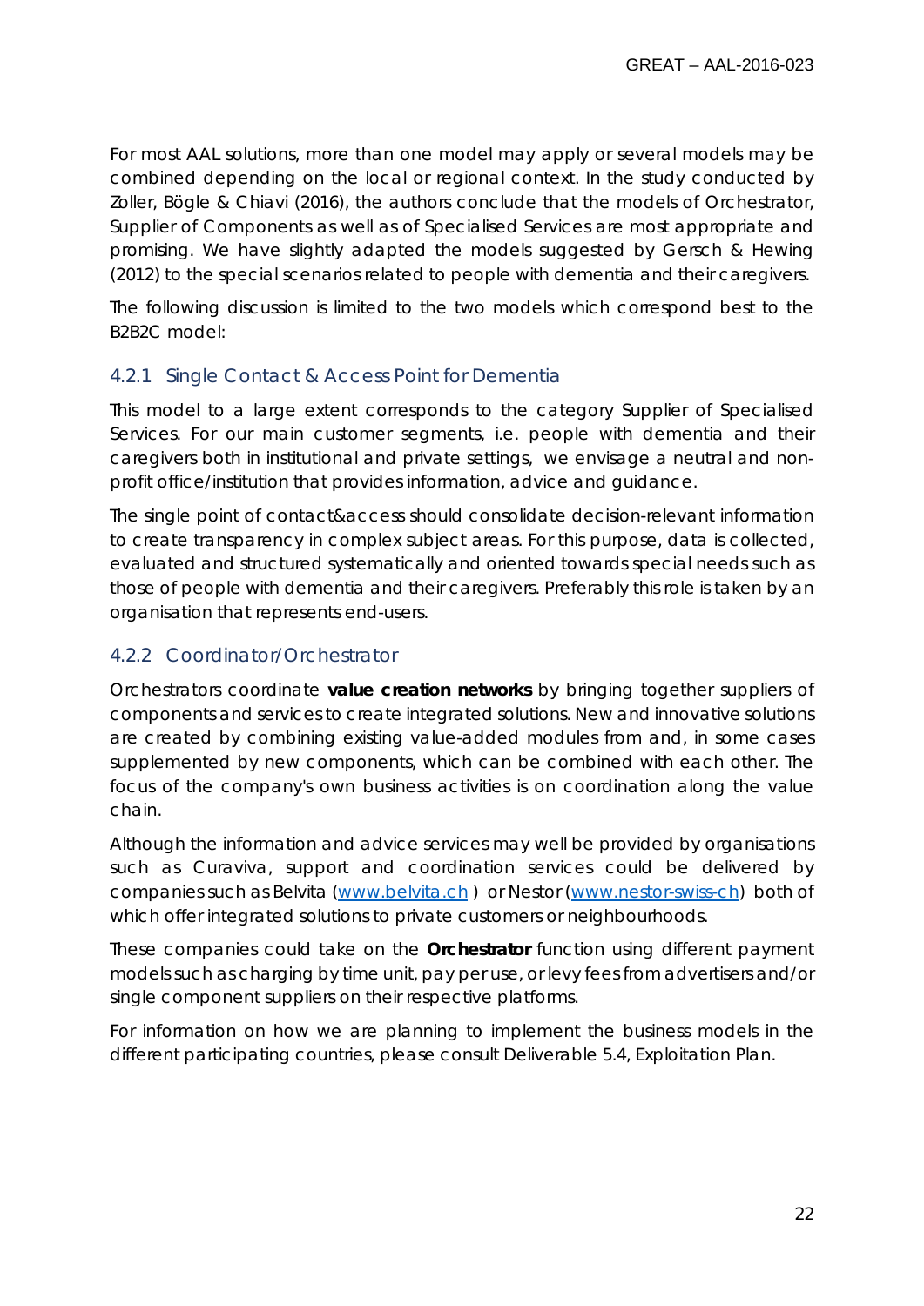For most AAL solutions, more than one model may apply or several models may be combined depending on the local or regional context. In the study conducted by Zoller, Bögle & Chiavi (2016), the authors conclude that the models of Orchestrator, Supplier of Components as well as of Specialised Services are most appropriate and promising. We have slightly adapted the models suggested by Gersch & Hewing (2012) to the special scenarios related to people with dementia and their caregivers.

The following discussion is limited to the two models which correspond best to the B2B2C model:

### 4.2.1 Single Contact & Access Point for Dementia

This model to a large extent corresponds to the category Supplier of Specialised Services. For our main customer segments, i.e. people with dementia and their caregivers both in institutional and private settings, we envisage a neutral and non-profit office/institution that provides information, advice and guidance.

The single point of contact&access should consolidate decision-relevant information to create transparency in complex subject areas. For this purpose, data is collected, evaluated and structured systematically and oriented towards special needs such as those of people with dementia and their caregivers. Preferably this role is taken by an organisation that represents end-users.

### 4.2.2 Coordinator/Orchestrator

Orchestrators coordinate **value creation networks** by bringing together suppliers of components and services to create integrated solutions. New and innovative solutions are created by combining existing value-added modules from and, in some cases supplemented by new components, which can be combined with each other. The focus of the company's own business activities is on coordination along the value chain.

Although the information and advice services may well be provided by organisations such as Curaviva, support and coordination services could be delivered by companies such as Belvita ([www.belvita.ch](www.belvita.ch) ) or Nestor ([www.nestor-swiss-ch](www.nestor-swiss-ch)) both of which offer integrated solutions to private customers or neighbourhoods.

These companies could take on the **Orchestrator** function using different payment models such as charging by time unit, pay per use, or levy fees from advertisers and/or single component suppliers on their respective platforms.

For information on how we are planning to implement the business models in the different participating countries, please consult Deliverable 5.4, Exploitation Plan.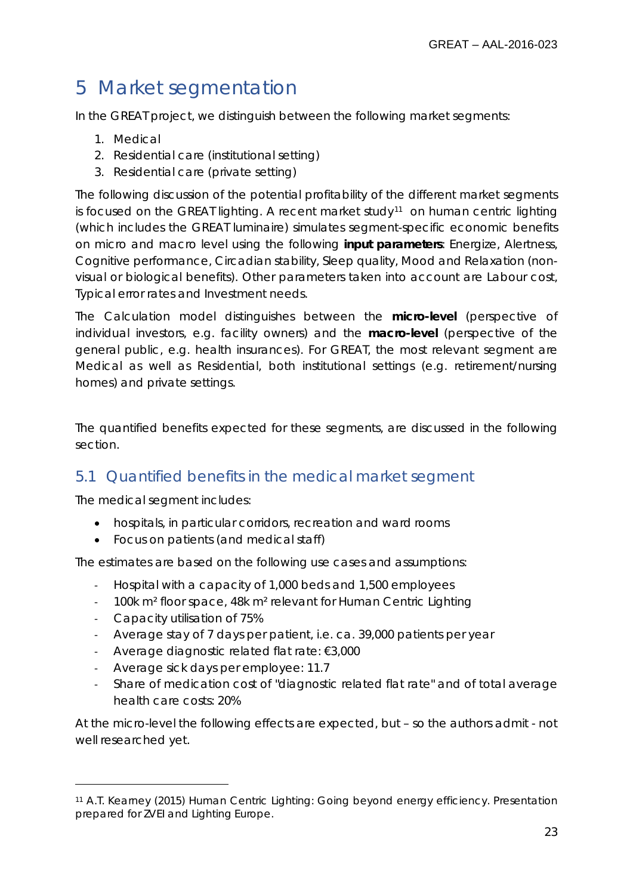#  5 Market segmentation

In the GREAT project, we distinguish between the following market segments:

1. Medical
2. Residential care (institutional setting)
3. Residential care (private setting)

The following discussion of the potential profitability of the different market segments is focused on the GREAT lighting. A recent market study[11] on human centric lighting (which includes the GREAT luminaire) simulates segment-specific economic benefits on micro and macro level using the following **input parameters**: Energize, Alertness, Cognitive performance, Circadian stability, Sleep quality, Mood and Relaxation (non-visual or biological benefits). Other parameters taken into account are Labour cost, Typical error rates and Investment needs.

The Calculation model distinguishes between the **micro-level** (perspective of individual investors, e.g. facility owners) and the **macro-level** (perspective of the general public, e.g. health insurances). For GREAT, the most relevant segment are Medical as well as Residential, both institutional settings (e.g. retirement/nursing homes) and private settings.

The quantified benefits expected for these segments, are discussed in the following section.

## 5.1 Quantified benefits in the medical market segment

The medical segment includes:

- hospitals, in particular corridors, recreation and ward rooms
- Focus on patients (and medical staff)

The estimates are based on the following use cases and assumptions:

- Hospital with a capacity of 1,000 beds and 1,500 employees
- 100k m² floor space, 48k m² relevant for Human Centric Lighting
- Capacity utilisation of 75%
- Average stay of 7 days per patient, i.e. ca. 39,000 patients per year
- Average diagnostic related flat rate: €3,000
- Average sick days per employee: 11.7
- Share of medication cost of "diagnostic related flat rate" and of total average health care costs: 20%

At the micro-level the following effects are expected, but – so the authors admit - not well researched yet.

[11] A.T. Kearney (2015) Human Centric Lighting: Going beyond energy efficiency. Presentation prepared for ZVEI and Lighting Europe.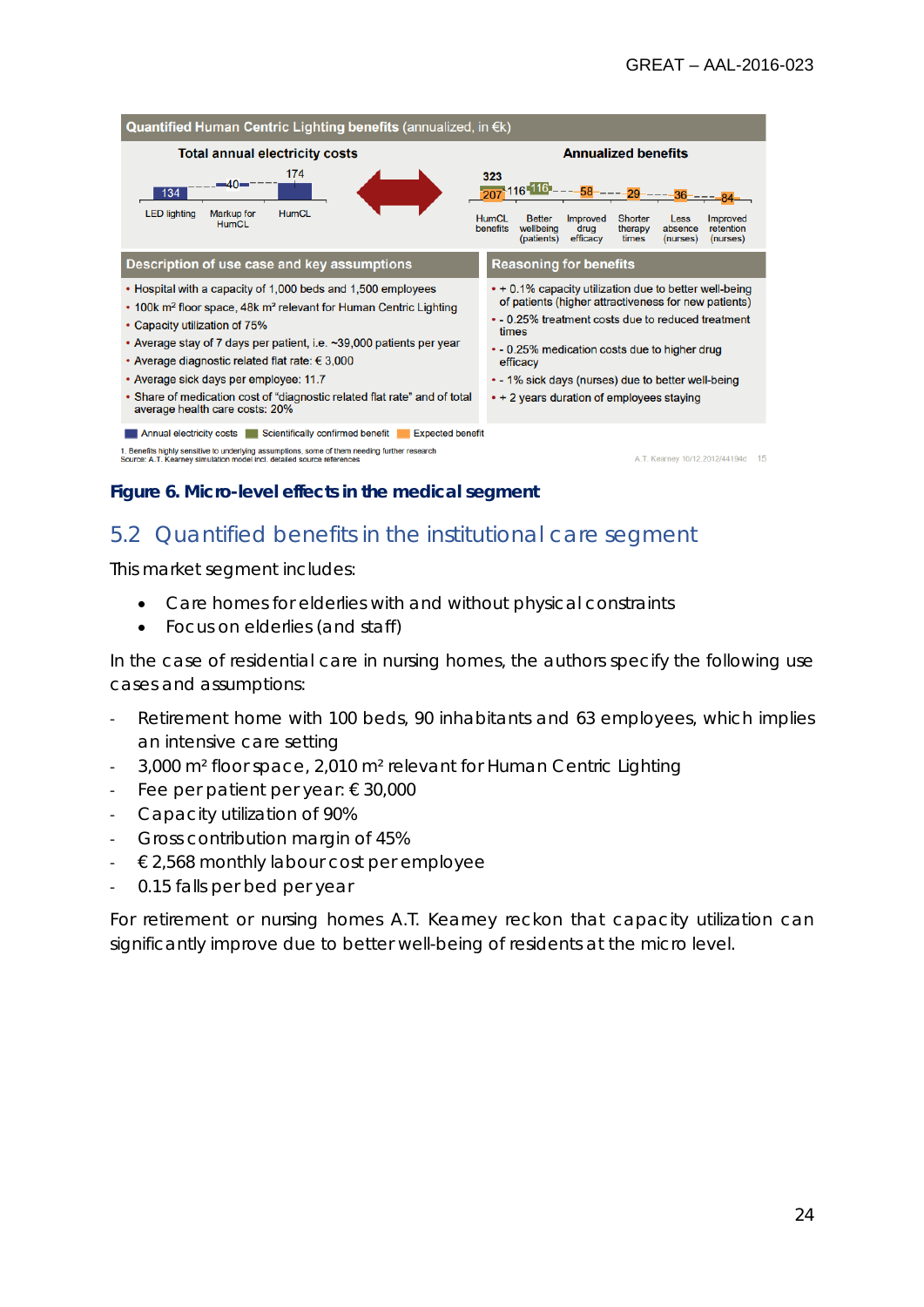**Quantified Human Centric Lighting benefits** (annualized, in €k)

**Total annual electricity costs**

| LED lighting | Markup for HumCL | HumCL |
|---|---|---|
| 134 | 40 | 174 |

**Annualized benefits**

| HumCL benefits | Better wellbeing (patients) | Improved drug efficacy | Shorter therapy times | Less absence (nurses) | Improved retention (nurses) |
|---|---|---|---|---|---|
| 323 (207 / 116) | 116 | 58 | 29 | 36 | 84 |

**Description of use case and key assumptions**

- Hospital with a capacity of 1,000 beds and 1,500 employees
- 100k m² floor space, 48k m² relevant for Human Centric Lighting
- Capacity utilization of 75%
- Average stay of 7 days per patient, i.e. ~39,000 patients per year
- Average diagnostic related flat rate: € 3,000
- Average sick days per employee: 11.7
- Share of medication cost of "diagnostic related flat rate" and of total average health care costs: 20%

**Reasoning for benefits**

- \+ 0.1% capacity utilization due to better well-being of patients (higher attractiveness for new patients)
- \- 0.25% treatment costs due to reduced treatment times
- \- 0.25% medication costs due to higher drug efficacy
- \- 1% sick days (nurses) due to better well-being
- \+ 2 years duration of employees staying

Annual electricity costs | Scientifically confirmed benefit | Expected benefit

1. Benefits highly sensitive to underlying assumptions, some of them needing further research
Source: A.T. Kearney simulation model incl. detailed source references

**Figure 6. Micro-level effects in the medical segment**

## 5.2 Quantified benefits in the institutional care segment

This market segment includes:

- Care homes for elderlies with and without physical constraints
- Focus on elderlies (and staff)

In the case of residential care in nursing homes, the authors specify the following use cases and assumptions:

- Retirement home with 100 beds, 90 inhabitants and 63 employees, which implies an intensive care setting
- 3,000 m² floor space, 2,010 m² relevant for Human Centric Lighting
- Fee per patient per year: € 30,000
- Capacity utilization of 90%
- Gross contribution margin of 45%
- € 2,568 monthly labour cost per employee
- 0.15 falls per bed per year

For retirement or nursing homes A.T. Kearney reckon that capacity utilization can significantly improve due to better well-being of residents at the micro level.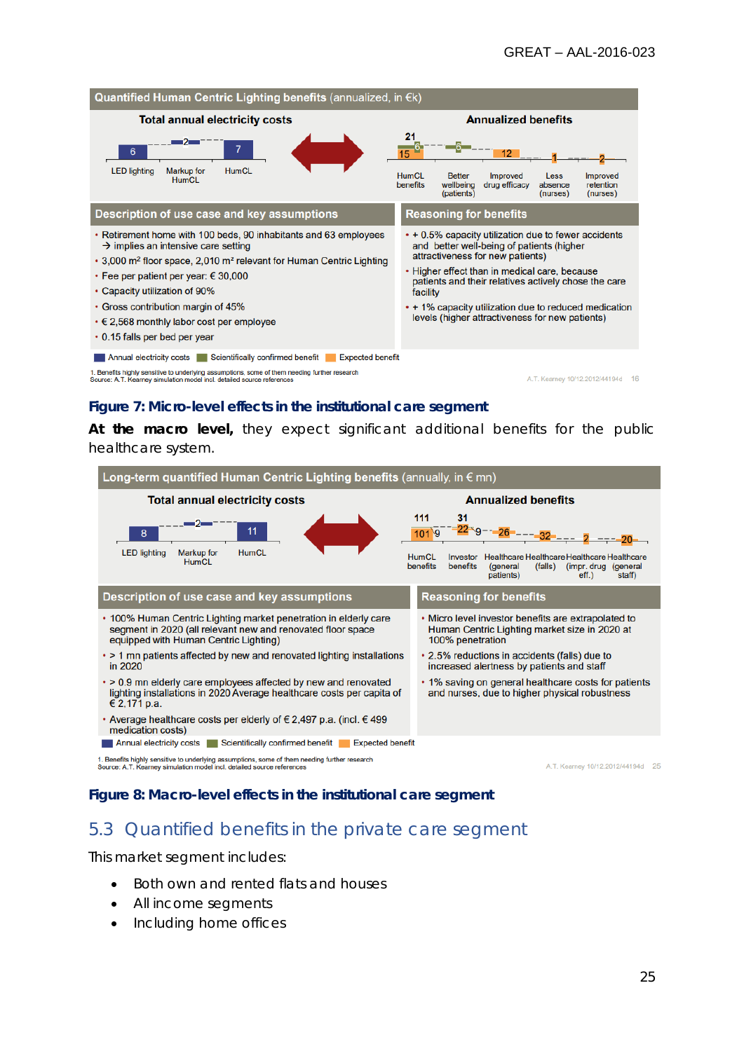**Quantified Human Centric Lighting benefits** (annualized, in €k)

**Total annual electricity costs**

| LED lighting | Markup for HumCL | HumCL |
|---|---|---|
| 6 | 2 | 7 |

**Annualized benefits**

| HumCL benefits | Better wellbeing (patients) | Improved drug efficacy | Less absence (nurses) | Improved retention (nurses) |
|---|---|---|---|---|
| 21 (15 + 6) | 6 | 12 | 1 | 2 |

**Description of use case and key assumptions**

- Retirement home with 100 beds, 90 inhabitants and 63 employees → implies an intensive care setting
- 3,000 m² floor space, 2,010 m² relevant for Human Centric Lighting
- Fee per patient per year: € 30,000
- Capacity utilization of 90%
- Gross contribution margin of 45%
- € 2,568 monthly labor cost per employee
- 0.15 falls per bed per year

**Reasoning for benefits**

- + 0.5% capacity utilization due to fewer accidents and better well-being of patients (higher attractiveness for new patients)
- Higher effect than in medical care, because patients and their relatives actively chose the care facility
- + 1% capacity utilization due to reduced medication levels (higher attractiveness for new patients)

Legend: Annual electricity costs | Scientifically confirmed benefit | Expected benefit

1. Benefits highly sensitive to underlying assumptions, some of them needing further research
Source: A.T. Kearney simulation model incl. detailed source references

A.T. Kearney 10/12.2012/44194d 16

**Figure 7: Micro-level effects in the institutional care segment**

**At the macro level,** they expect significant additional benefits for the public healthcare system.

**Long-term quantified Human Centric Lighting benefits** (annually, in € mn)

**Total annual electricity costs**

| LED lighting | Markup for HumCL | HumCL |
|---|---|---|
| 8 | 2 | 11 |

**Annualized benefits**

| HumCL benefits | Investor benefits | Healthcare benefits (general patients) | Healthcare benefits (falls) | Healthcare benefits (impr. drug eff.) | Healthcare benefits (general staff) |
|---|---|---|---|---|---|
| 111 (101 + 9) | 31 (22 + 9) | 26 | 32 | 2 | 20 |

**Description of use case and key assumptions**

- 100% Human Centric Lighting market penetration in elderly care segment in 2020 (all relevant new and renovated floor space equipped with Human Centric Lighting)
- > 1 mn patients affected by new and renovated lighting installations in 2020
- > 0.9 mn elderly care employees affected by new and renovated lighting installations in 2020 Average healthcare costs per capita of € 2,171 p.a.
- Average healthcare costs per elderly of € 2,497 p.a. (incl. € 499 medication costs)

**Reasoning for benefits**

- Micro level investor benefits are extrapolated to Human Centric Lighting market size in 2020 at 100% penetration
- 2.5% reductions in accidents (falls) due to increased alertness by patients and staff
- 1% saving on general healthcare costs for patients and nurses, due to higher physical robustness

Legend: Annual electricity costs | Scientifically confirmed benefit | Expected benefit

1. Benefits highly sensitive to underlying assumptions, some of them needing further research
Source: A.T. Kearney simulation model incl. detailed source references

A.T. Kearney 10/12.2012/44194d 25

**Figure 8: Macro-level effects in the institutional care segment**

## 5.3 Quantified benefits in the private care segment

This market segment includes:

- Both own and rented flats and houses
- All income segments
- Including home offices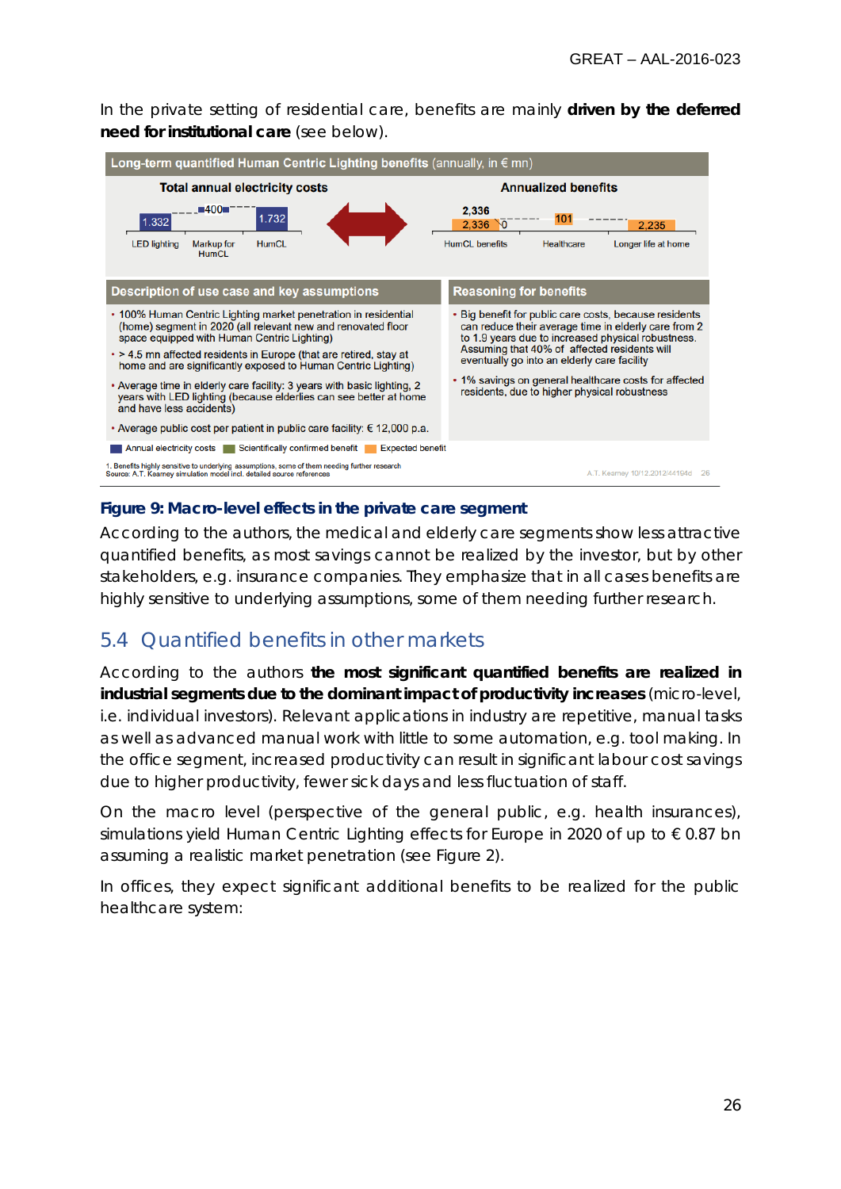In the private setting of residential care, benefits are mainly **driven by the deferred need for institutional care** (see below).

Long-term quantified Human Centric Lighting benefits (annually, in € mn)

Total annual electricity costs

| LED lighting | Markup for HumCL | HumCL |
|---|---|---|
| 1.332 | 400 | 1.732 |

Annualized benefits

| HumCL benefits | Healthcare | Longer life at home |
|---|---|---|
| 2,336 (2,336 / 0) | 101 | 2,235 |

| Description of use case and key assumptions | Reasoning for benefits |
|---|---|
| • 100% Human Centric Lighting market penetration in residential (home) segment in 2020 (all relevant new and renovated floor space equipped with Human Centric Lighting)<br>• > 4.5 mn affected residents in Europe (that are retired, stay at home and are significantly exposed to Human Centric Lighting)<br>• Average time in elderly care facility: 3 years with basic lighting, 2 years with LED lighting (because elderlies can see better at home and have less accidents)<br>• Average public cost per patient in public care facility: € 12,000 p.a. | • Big benefit for public care costs, because residents can reduce their average time in elderly care from 2 to 1.9 years due to increased physical robustness. Assuming that 40% of affected residents will eventually go into an elderly care facility<br>• 1% savings on general healthcare costs for affected residents, due to higher physical robustness |

Annual electricity costs | Scientifically confirmed benefit | Expected benefit

1. Benefits highly sensitive to underlying assumptions, some of them needing further research
Source: A.T. Kearney simulation model incl. detailed source references

A.T. Kearney 10/12.2012/44194d 26

**Figure 9: Macro-level effects in the private care segment**

According to the authors, the medical and elderly care segments show less attractive quantified benefits, as most savings cannot be realized by the investor, but by other stakeholders, e.g. insurance companies. They emphasize that in all cases benefits are highly sensitive to underlying assumptions, some of them needing further research.

## 5.4 Quantified benefits in other markets

According to the authors **the most significant quantified benefits are realized in industrial segments due to the dominant impact of productivity increases** (micro-level, i.e. individual investors). Relevant applications in industry are repetitive, manual tasks as well as advanced manual work with little to some automation, e.g. tool making. In the office segment, increased productivity can result in significant labour cost savings due to higher productivity, fewer sick days and less fluctuation of staff.

On the macro level (perspective of the general public, e.g. health insurances), simulations yield Human Centric Lighting effects for Europe in 2020 of up to € 0.87 bn assuming a realistic market penetration (see Figure 2).

In offices, they expect significant additional benefits to be realized for the public healthcare system: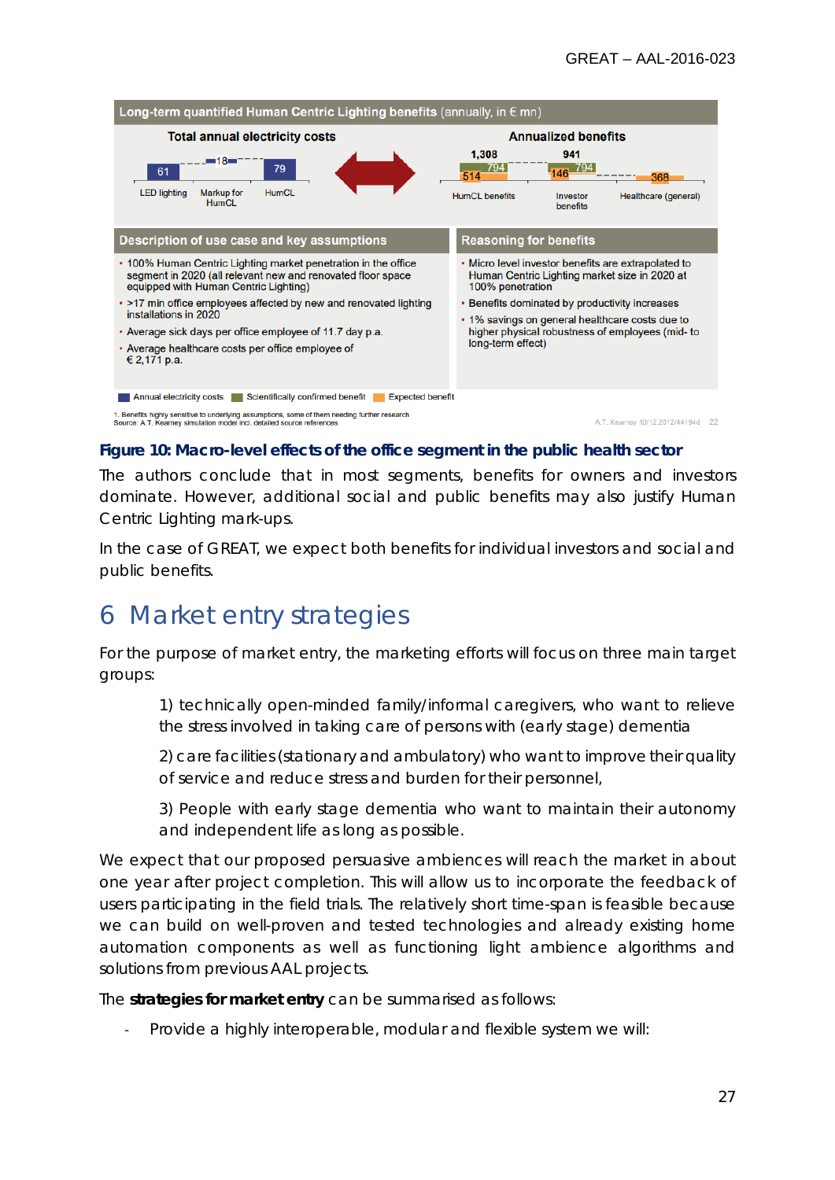**Long-term quantified Human Centric Lighting benefits** (annually, in € mn)

**Total annual electricity costs**

| LED lighting | Markup for HumCL | HumCL |
|---|---|---|
| 61 | 18 | 79 |

**Annualized benefits**

| | HumCL benefits | Investor benefits | Healthcare (general) |
|---|---|---|---|
| Total | 1,308 | 941 | |
| Scientifically confirmed benefit | 794 | 794 | |
| Expected benefit | 514 | 146 | 368 |

**Description of use case and key assumptions**

- 100% Human Centric Lighting market penetration in the office segment in 2020 (all relevant new and renovated floor space equipped with Human Centric Lighting)
- >17 min office employees affected by new and renovated lighting installations in 2020
- Average sick days per office employee of 11.7 day p.a.
- Average healthcare costs per office employee of € 2,171 p.a.

**Reasoning for benefits**

- Micro level investor benefits are extrapolated to Human Centric Lighting market size in 2020 at 100% penetration
- Benefits dominated by productivity increases
- 1% savings on general healthcare costs due to higher physical robustness of employees (mid- to long-term effect)

Annual electricity costs | Scientifically confirmed benefit | Expected benefit

1. Benefits highly sensitive to underlying assumptions, some of them needing further research
Source: A.T. Kearney simulation model incl. detailed source references

**Figure 10: Macro-level effects of the office segment in the public health sector**

The authors conclude that in most segments, benefits for owners and investors dominate. However, additional social and public benefits may also justify Human Centric Lighting mark-ups.

In the case of GREAT, we expect both benefits for individual investors and social and public benefits.

# 6 Market entry strategies

For the purpose of market entry, the marketing efforts will focus on three main target groups:

> 1) technically open-minded family/informal caregivers, who want to relieve the stress involved in taking care of persons with (early stage) dementia
>
> 2) care facilities (stationary and ambulatory) who want to improve their quality of service and reduce stress and burden for their personnel,
>
> 3) People with early stage dementia who want to maintain their autonomy and independent life as long as possible.

We expect that our proposed persuasive ambiences will reach the market in about one year after project completion. This will allow us to incorporate the feedback of users participating in the field trials. The relatively short time-span is feasible because we can build on well-proven and tested technologies and already existing home automation components as well as functioning light ambience algorithms and solutions from previous AAL projects.

The **strategies for market entry** can be summarised as follows:

- Provide a highly interoperable, modular and flexible system we will: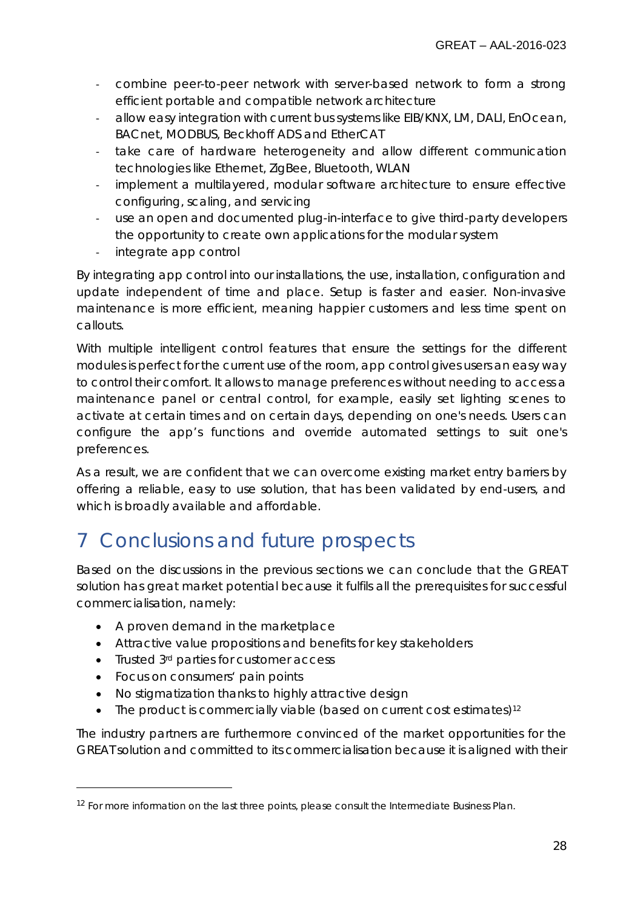- combine peer-to-peer network with server-based network to form a strong efficient portable and compatible network architecture
- allow easy integration with current bus systems like EIB/KNX, LM, DALI, EnOcean, BACnet, MODBUS, Beckhoff ADS and EtherCAT
- take care of hardware heterogeneity and allow different communication technologies like Ethernet, ZigBee, Bluetooth, WLAN
- implement a multilayered, modular software architecture to ensure effective configuring, scaling, and servicing
- use an open and documented plug-in-interface to give third-party developers the opportunity to create own applications for the modular system
- integrate app control

By integrating app control into our installations, the use, installation, configuration and update independent of time and place. Setup is faster and easier. Non-invasive maintenance is more efficient, meaning happier customers and less time spent on callouts.

With multiple intelligent control features that ensure the settings for the different modules is perfect for the current use of the room, app control gives users an easy way to control their comfort. It allows to manage preferences without needing to access a maintenance panel or central control, for example, easily set lighting scenes to activate at certain times and on certain days, depending on one's needs. Users can configure the app's functions and override automated settings to suit one's preferences.

As a result, we are confident that we can overcome existing market entry barriers by offering a reliable, easy to use solution, that has been validated by end-users, and which is broadly available and affordable.

# 7 Conclusions and future prospects

Based on the discussions in the previous sections we can conclude that the GREAT solution has great market potential because it fulfils all the prerequisites for successful commercialisation, namely:

- A proven demand in the marketplace
- Attractive value propositions and benefits for key stakeholders
- Trusted 3rd parties for customer access
- Focus on consumers' pain points
- No stigmatization thanks to highly attractive design
- The product is commercially viable (based on current cost estimates)[12]

The industry partners are furthermore convinced of the market opportunities for the GREAT solution and committed to its commercialisation because it is aligned with their

[12] For more information on the last three points, please consult the Intermediate Business Plan.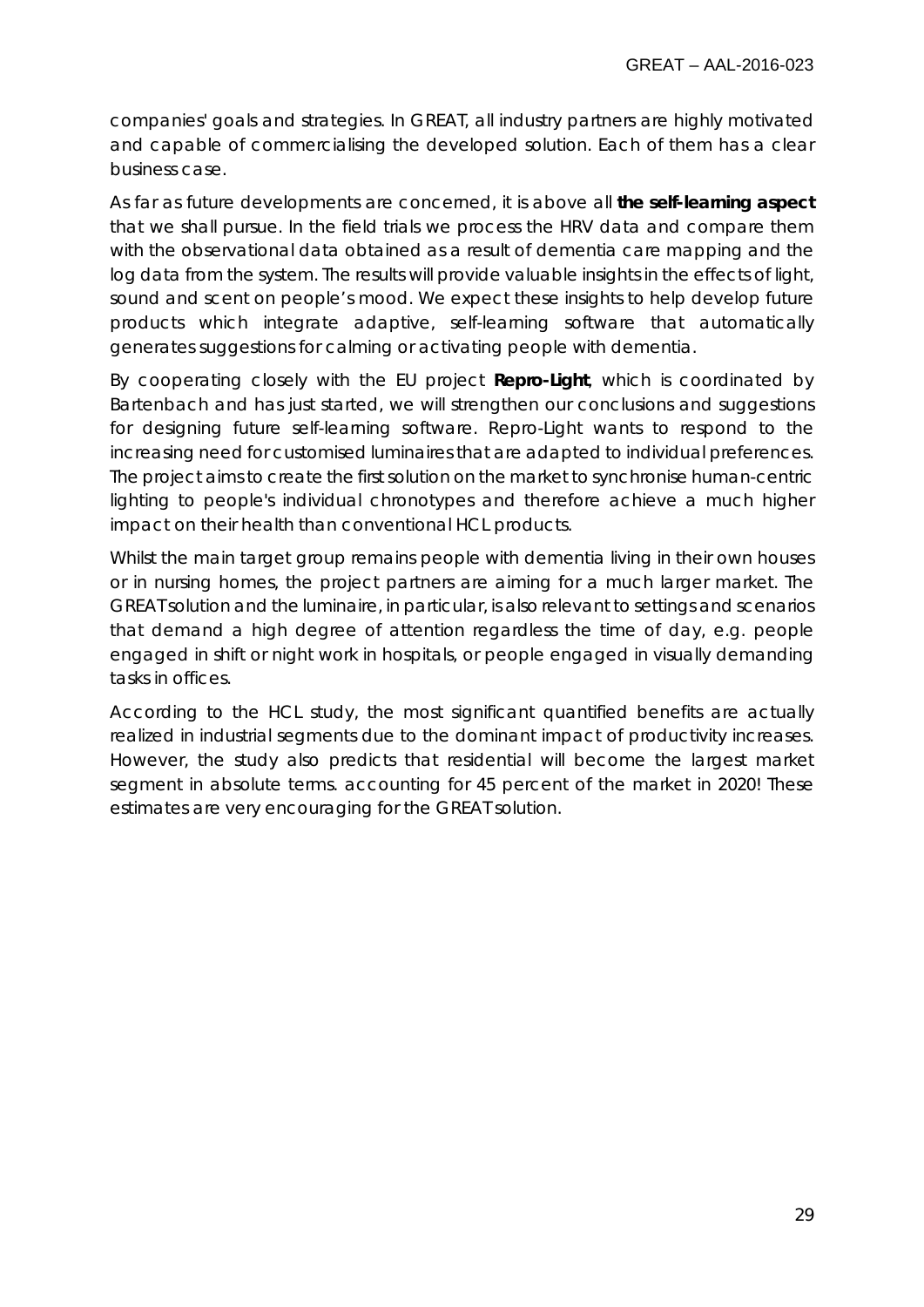companies' goals and strategies. In GREAT, all industry partners are highly motivated and capable of commercialising the developed solution. Each of them has a clear business case.

As far as future developments are concerned, it is above all **the self-learning aspect** that we shall pursue. In the field trials we process the HRV data and compare them with the observational data obtained as a result of dementia care mapping and the log data from the system. The results will provide valuable insights in the effects of light, sound and scent on people's mood. We expect these insights to help develop future products which integrate adaptive, self-learning software that automatically generates suggestions for calming or activating people with dementia.

By cooperating closely with the EU project **Repro-Light**, which is coordinated by Bartenbach and has just started, we will strengthen our conclusions and suggestions for designing future self-learning software. Repro-Light wants to respond to the increasing need for customised luminaires that are adapted to individual preferences. The project aims to create the first solution on the market to synchronise human-centric lighting to people's individual chronotypes and therefore achieve a much higher impact on their health than conventional HCL products.

Whilst the main target group remains people with dementia living in their own houses or in nursing homes, the project partners are aiming for a much larger market. The GREAT solution and the luminaire, in particular, is also relevant to settings and scenarios that demand a high degree of attention regardless the time of day, e.g. people engaged in shift or night work in hospitals, or people engaged in visually demanding tasks in offices.

According to the HCL study, the most significant quantified benefits are actually realized in industrial segments due to the dominant impact of productivity increases. However, the study also predicts that residential will become the largest market segment in absolute terms. accounting for 45 percent of the market in 2020! These estimates are very encouraging for the GREAT solution.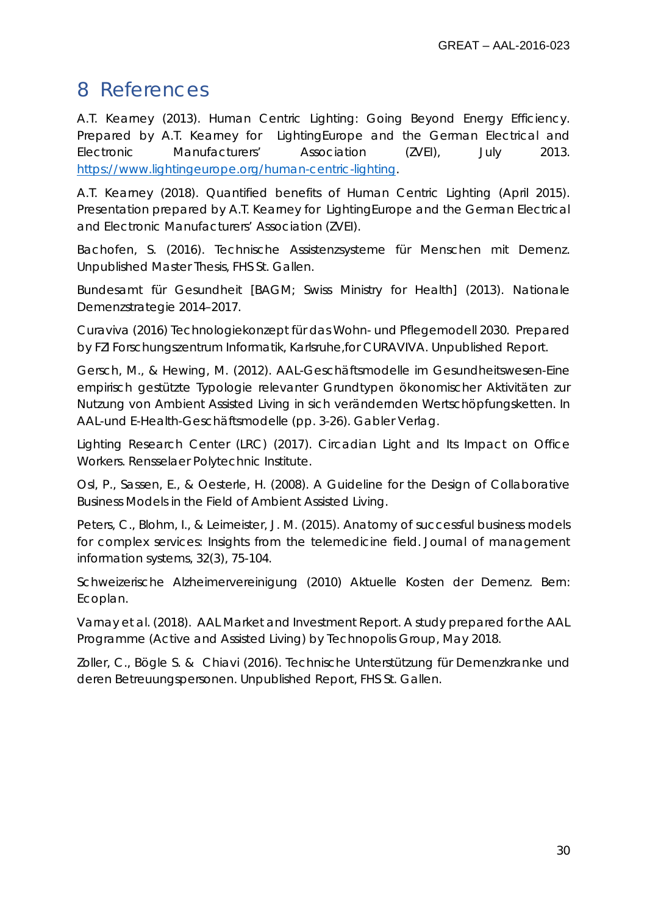# 8 References

A.T. Kearney (2013). Human Centric Lighting: Going Beyond Energy Efficiency. Prepared by A.T. Kearney for LightingEurope and the German Electrical and Electronic Manufacturers' Association (ZVEI), July 2013. https://www.lightingeurope.org/human-centric-lighting.

A.T. Kearney (2018). Quantified benefits of Human Centric Lighting (April 2015). Presentation prepared by A.T. Kearney for LightingEurope and the German Electrical and Electronic Manufacturers' Association (ZVEI).

Bachofen, S. (2016). Technische Assistenzsysteme für Menschen mit Demenz. Unpublished Master Thesis, FHS St. Gallen.

Bundesamt für Gesundheit [BAGM; Swiss Ministry for Health] (2013). Nationale Demenzstrategie 2014–2017.

Curaviva (2016) Technologiekonzept für das Wohn- und Pflegemodell 2030. Prepared by FZI Forschungszentrum Informatik, Karlsruhe,for CURAVIVA. Unpublished Report.

Gersch, M., & Hewing, M. (2012). AAL-Geschäftsmodelle im Gesundheitswesen-Eine empirisch gestützte Typologie relevanter Grundtypen ökonomischer Aktivitäten zur Nutzung von Ambient Assisted Living in sich verändernden Wertschöpfungsketten. In AAL-und E-Health-Geschäftsmodelle (pp. 3-26). Gabler Verlag.

Lighting Research Center (LRC) (2017). Circadian Light and Its Impact on Office Workers. Rensselaer Polytechnic Institute.

Osl, P., Sassen, E., & Oesterle, H. (2008). A Guideline for the Design of Collaborative Business Models in the Field of Ambient Assisted Living.

Peters, C., Blohm, I., & Leimeister, J. M. (2015). Anatomy of successful business models for complex services: Insights from the telemedicine field. Journal of management information systems, 32(3), 75-104.

Schweizerische Alzheimervereinigung (2010) Aktuelle Kosten der Demenz. Bern: Ecoplan.

Varnay et al. (2018). AAL Market and Investment Report. A study prepared for the AAL Programme (Active and Assisted Living) by Technopolis Group, May 2018.

Zoller, C., Bögle S. & Chiavi (2016). Technische Unterstützung für Demenzkranke und deren Betreuungspersonen. Unpublished Report, FHS St. Gallen.